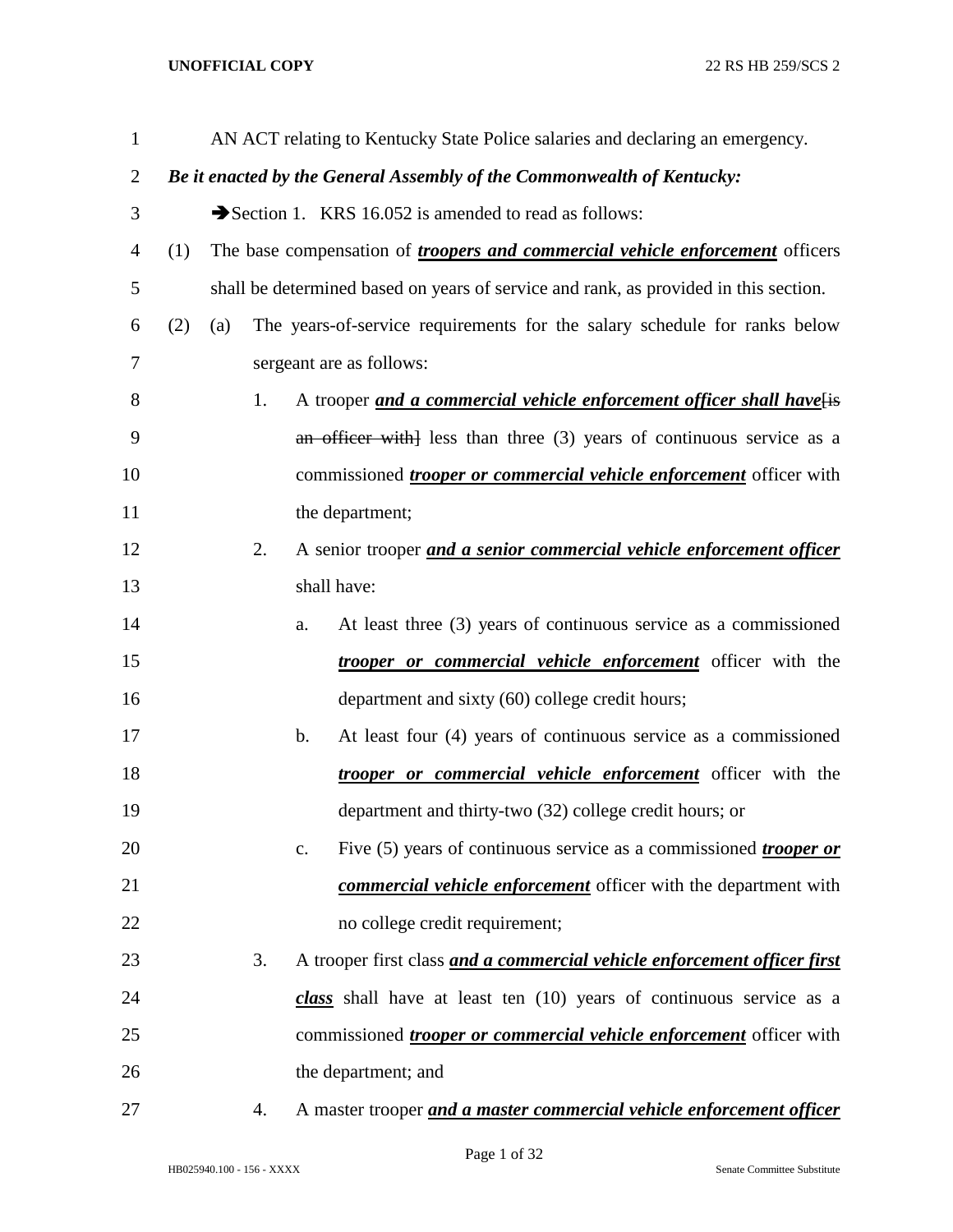AN ACT relating to Kentucky State Police salaries and declaring an emergency.

***Be it enacted by the General Assembly of the Commonwealth of Kentucky:***

➔Section 1. KRS 16.052 is amended to read as follows:

(1) The base compensation of ***troopers and commercial vehicle enforcement*** officers shall be determined based on years of service and rank, as provided in this section.

(2) (a) The years-of-service requirements for the salary schedule for ranks below sergeant are as follows:

1. A trooper ***and a commercial vehicle enforcement officer shall have***[is an officer with] less than three (3) years of continuous service as a commissioned ***trooper or commercial vehicle enforcement*** officer with the department;

2. A senior trooper ***and a senior commercial vehicle enforcement officer*** shall have:

   a. At least three (3) years of continuous service as a commissioned ***trooper or commercial vehicle enforcement*** officer with the department and sixty (60) college credit hours;

   b. At least four (4) years of continuous service as a commissioned ***trooper or commercial vehicle enforcement*** officer with the department and thirty-two (32) college credit hours; or

   c. Five (5) years of continuous service as a commissioned ***trooper or commercial vehicle enforcement*** officer with the department with no college credit requirement;

3. A trooper first class ***and a commercial vehicle enforcement officer first class*** shall have at least ten (10) years of continuous service as a commissioned ***trooper or commercial vehicle enforcement*** officer with the department; and

4. A master trooper ***and a master commercial vehicle enforcement officer***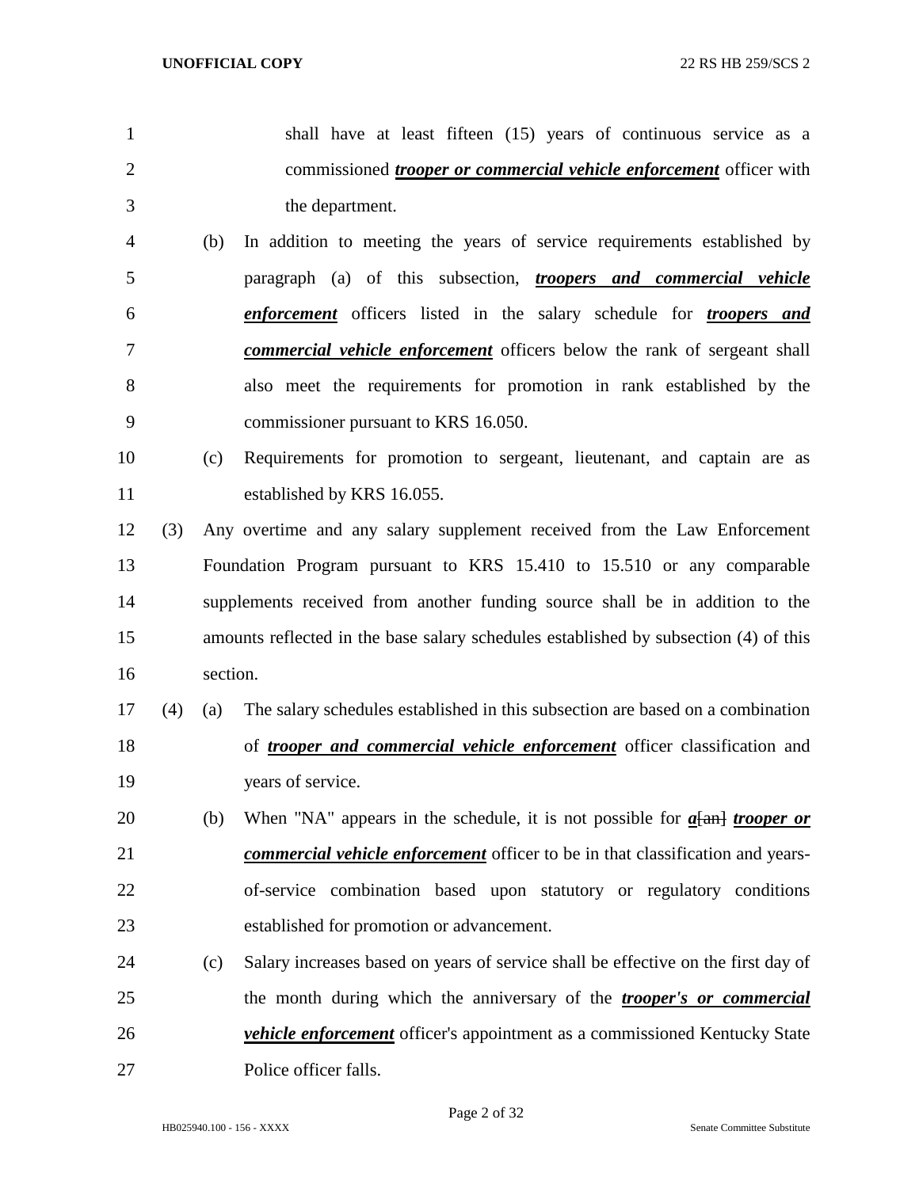shall have at least fifteen (15) years of continuous service as a commissioned ***trooper or commercial vehicle enforcement*** officer with the department.

(b) In addition to meeting the years of service requirements established by paragraph (a) of this subsection, ***troopers and commercial vehicle enforcement*** officers listed in the salary schedule for ***troopers and commercial vehicle enforcement*** officers below the rank of sergeant shall also meet the requirements for promotion in rank established by the commissioner pursuant to KRS 16.050.

(c) Requirements for promotion to sergeant, lieutenant, and captain are as established by KRS 16.055.

(3) Any overtime and any salary supplement received from the Law Enforcement Foundation Program pursuant to KRS 15.410 to 15.510 or any comparable supplements received from another funding source shall be in addition to the amounts reflected in the base salary schedules established by subsection (4) of this section.

(4) (a) The salary schedules established in this subsection are based on a combination of ***trooper and commercial vehicle enforcement*** officer classification and years of service.

(b) When "NA" appears in the schedule, it is not possible for ***a***~~[an]~~ ***trooper or commercial vehicle enforcement*** officer to be in that classification and years-of-service combination based upon statutory or regulatory conditions established for promotion or advancement.

(c) Salary increases based on years of service shall be effective on the first day of the month during which the anniversary of the ***trooper's or commercial vehicle enforcement*** officer's appointment as a commissioned Kentucky State Police officer falls.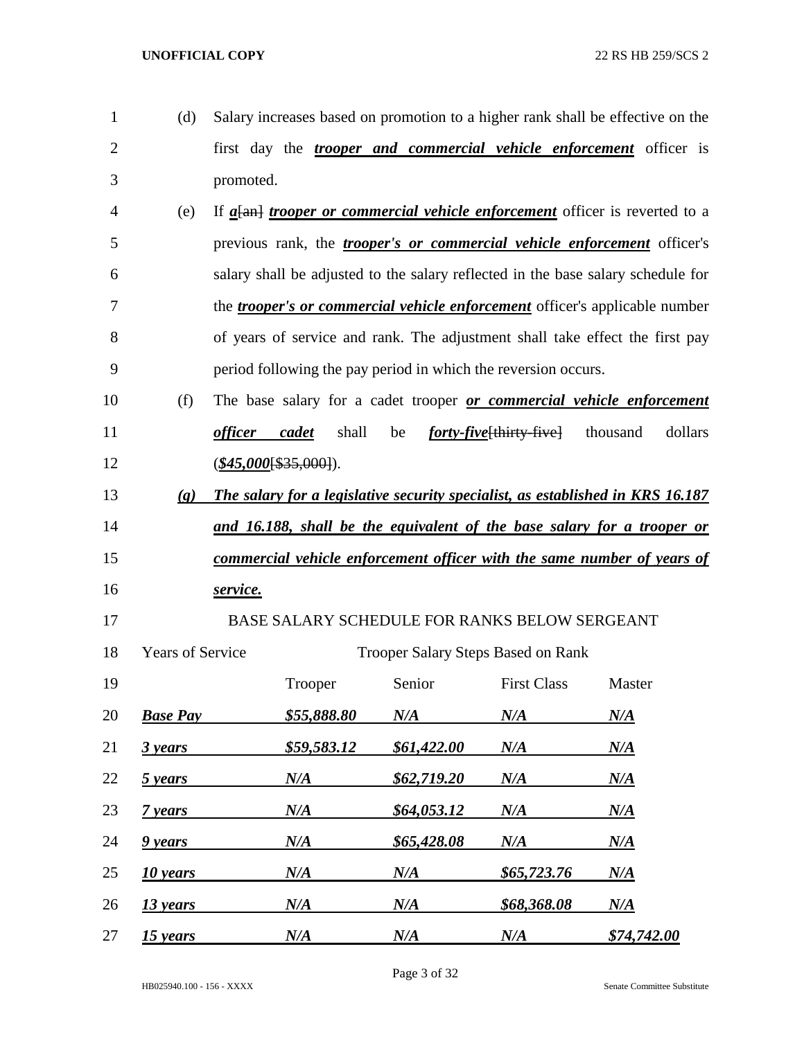(d) Salary increases based on promotion to a higher rank shall be effective on the first day the ***trooper and commercial vehicle enforcement*** officer is promoted.

(e) If ***a***[an] ***trooper or commercial vehicle enforcement*** officer is reverted to a previous rank, the ***trooper's or commercial vehicle enforcement*** officer's salary shall be adjusted to the salary reflected in the base salary schedule for the ***trooper's or commercial vehicle enforcement*** officer's applicable number of years of service and rank. The adjustment shall take effect the first pay period following the pay period in which the reversion occurs.

(f) The base salary for a cadet trooper ***or commercial vehicle enforcement officer cadet*** shall be ***forty-five***~~[thirty-five]~~ thousand dollars (***$45,000***~~[$35,000]~~).

***(g) The salary for a legislative security specialist, as established in KRS 16.187 and 16.188, shall be the equivalent of the base salary for a trooper or commercial vehicle enforcement officer with the same number of years of service.***

BASE SALARY SCHEDULE FOR RANKS BELOW SERGEANT

| Years of Service | Trooper Salary Steps Based on Rank | | | |
|---|---|---|---|---|
| | Trooper | Senior | First Class | Master |
| ***Base Pay*** | ***$55,888.80*** | ***N/A*** | ***N/A*** | ***N/A*** |
| ***3 years*** | ***$59,583.12*** | ***$61,422.00*** | ***N/A*** | ***N/A*** |
| ***5 years*** | ***N/A*** | ***$62,719.20*** | ***N/A*** | ***N/A*** |
| ***7 years*** | ***N/A*** | ***$64,053.12*** | ***N/A*** | ***N/A*** |
| ***9 years*** | ***N/A*** | ***$65,428.08*** | ***N/A*** | ***N/A*** |
| ***10 years*** | ***N/A*** | ***N/A*** | ***$65,723.76*** | ***N/A*** |
| ***13 years*** | ***N/A*** | ***N/A*** | ***$68,368.08*** | ***N/A*** |
| ***15 years*** | ***N/A*** | ***N/A*** | ***N/A*** | ***$74,742.00*** |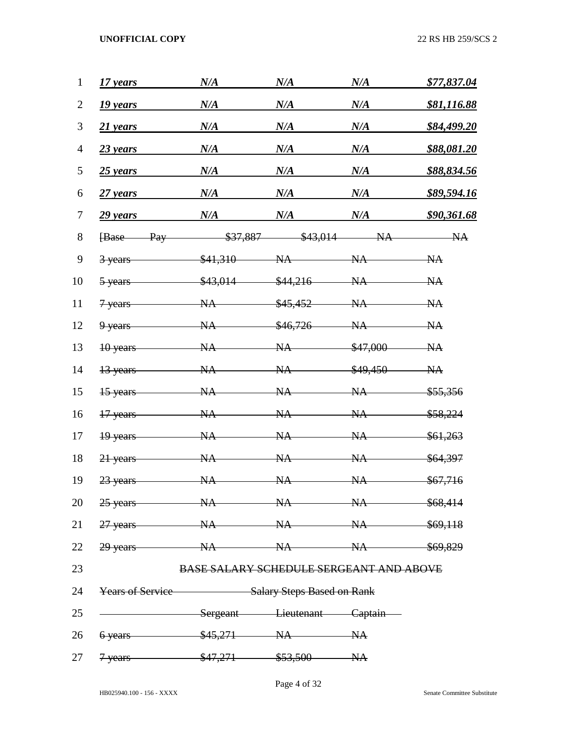| | | | | |
|---|---|---|---|---|
| ***17 years*** | ***N/A*** | ***N/A*** | ***N/A*** | ***$77,837.04*** |
| ***19 years*** | ***N/A*** | ***N/A*** | ***N/A*** | ***$81,116.88*** |
| ***21 years*** | ***N/A*** | ***N/A*** | ***N/A*** | ***$84,499.20*** |
| ***23 years*** | ***N/A*** | ***N/A*** | ***N/A*** | ***$88,081.20*** |
| ***25 years*** | ***N/A*** | ***N/A*** | ***N/A*** | ***$88,834.56*** |
| ***27 years*** | ***N/A*** | ***N/A*** | ***N/A*** | ***$89,594.16*** |
| ***29 years*** | ***N/A*** | ***N/A*** | ***N/A*** | ***$90,361.68*** |
| ~~[Base Pay~~ | ~~$37,887~~ | ~~$43,014~~ | ~~NA~~ | ~~NA~~ |
| ~~3 years~~ | ~~$41,310~~ | ~~NA~~ | ~~NA~~ | ~~NA~~ |
| ~~5 years~~ | ~~$43,014~~ | ~~$44,216~~ | ~~NA~~ | ~~NA~~ |
| ~~7 years~~ | ~~NA~~ | ~~$45,452~~ | ~~NA~~ | ~~NA~~ |
| ~~9 years~~ | ~~NA~~ | ~~$46,726~~ | ~~NA~~ | ~~NA~~ |
| ~~10 years~~ | ~~NA~~ | ~~NA~~ | ~~$47,000~~ | ~~NA~~ |
| ~~13 years~~ | ~~NA~~ | ~~NA~~ | ~~$49,450~~ | ~~NA~~ |
| ~~15 years~~ | ~~NA~~ | ~~NA~~ | ~~NA~~ | ~~$55,356~~ |
| ~~17 years~~ | ~~NA~~ | ~~NA~~ | ~~NA~~ | ~~$58,224~~ |
| ~~19 years~~ | ~~NA~~ | ~~NA~~ | ~~NA~~ | ~~$61,263~~ |
| ~~21 years~~ | ~~NA~~ | ~~NA~~ | ~~NA~~ | ~~$64,397~~ |
| ~~23 years~~ | ~~NA~~ | ~~NA~~ | ~~NA~~ | ~~$67,716~~ |
| ~~25 years~~ | ~~NA~~ | ~~NA~~ | ~~NA~~ | ~~$68,414~~ |
| ~~27 years~~ | ~~NA~~ | ~~NA~~ | ~~NA~~ | ~~$69,118~~ |
| ~~29 years~~ | ~~NA~~ | ~~NA~~ | ~~NA~~ | ~~$69,829~~ |

~~BASE SALARY SCHEDULE SERGEANT AND ABOVE~~

| ~~Years of Service~~ | ~~Salary Steps Based on Rank~~ | | |
|---|---|---|---|
| | ~~Sergeant~~ | ~~Lieutenant~~ | ~~Captain~~ |
| ~~6 years~~ | ~~$45,271~~ | ~~NA~~ | ~~NA~~ |
| ~~7 years~~ | ~~$47,271~~ | ~~$53,500~~ | ~~NA~~ |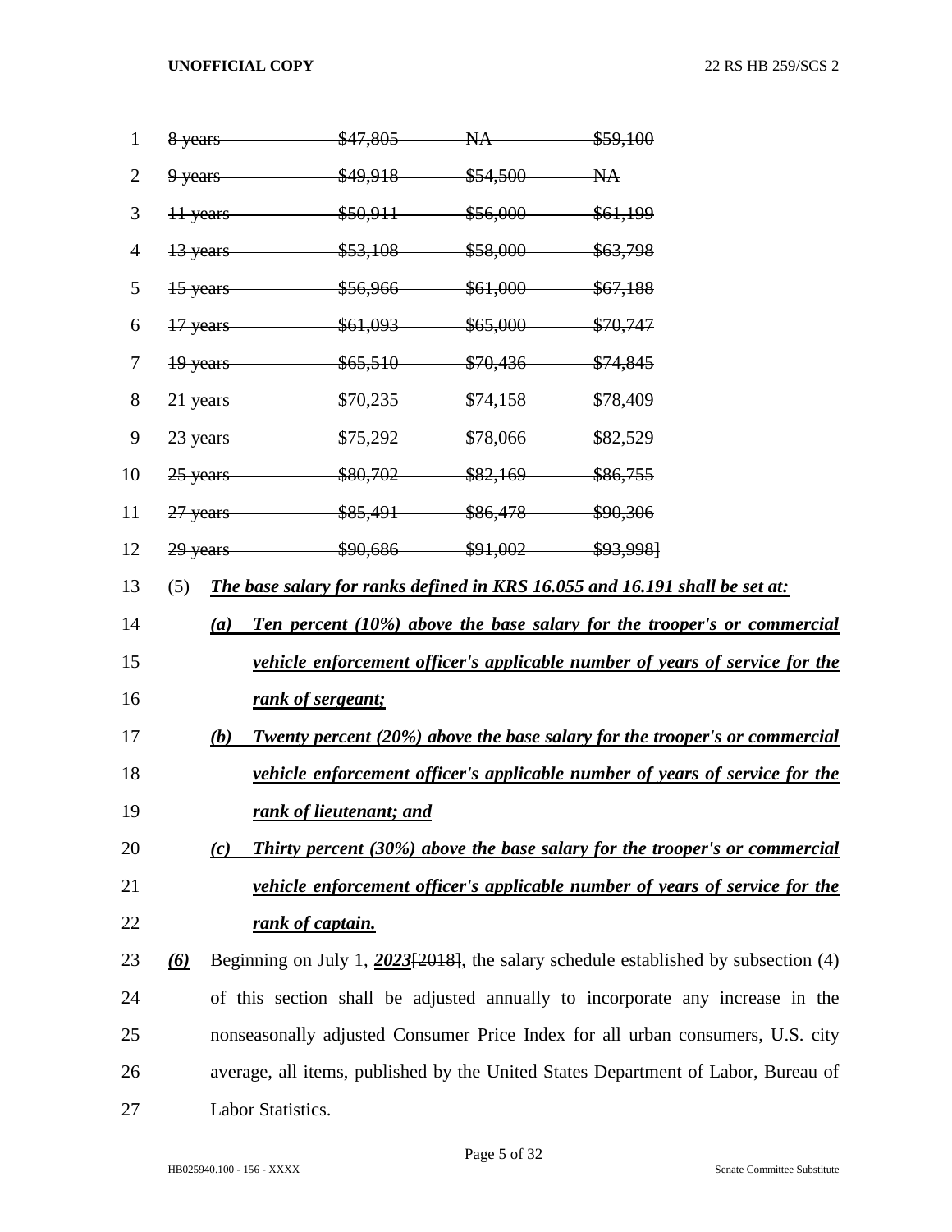| | | | |
|---|---|---|---|
| ~~8 years~~ | ~~$47,805~~ | ~~NA~~ | ~~$59,100~~ |
| ~~9 years~~ | ~~$49,918~~ | ~~$54,500~~ | ~~NA~~ |
| ~~11 years~~ | ~~$50,911~~ | ~~$56,000~~ | ~~$61,199~~ |
| ~~13 years~~ | ~~$53,108~~ | ~~$58,000~~ | ~~$63,798~~ |
| ~~15 years~~ | ~~$56,966~~ | ~~$61,000~~ | ~~$67,188~~ |
| ~~17 years~~ | ~~$61,093~~ | ~~$65,000~~ | ~~$70,747~~ |
| ~~19 years~~ | ~~$65,510~~ | ~~$70,436~~ | ~~$74,845~~ |
| ~~21 years~~ | ~~$70,235~~ | ~~$74,158~~ | ~~$78,409~~ |
| ~~23 years~~ | ~~$75,292~~ | ~~$78,066~~ | ~~$82,529~~ |
| ~~25 years~~ | ~~$80,702~~ | ~~$82,169~~ | ~~$86,755~~ |
| ~~27 years~~ | ~~$85,491~~ | ~~$86,478~~ | ~~$90,306~~ |
| ~~29 years~~ | ~~$90,686~~ | ~~$91,002~~ | ~~$93,998~~] |

(5) ***The base salary for ranks defined in KRS 16.055 and 16.191 shall be set at:***

(a) ***Ten percent (10%) above the base salary for the trooper's or commercial vehicle enforcement officer's applicable number of years of service for the rank of sergeant;***

(b) ***Twenty percent (20%) above the base salary for the trooper's or commercial vehicle enforcement officer's applicable number of years of service for the rank of lieutenant; and***

(c) ***Thirty percent (30%) above the base salary for the trooper's or commercial vehicle enforcement officer's applicable number of years of service for the rank of captain.***

***(6)*** Beginning on July 1, ***2023***[~~2018~~], the salary schedule established by subsection (4) of this section shall be adjusted annually to incorporate any increase in the nonseasonally adjusted Consumer Price Index for all urban consumers, U.S. city average, all items, published by the United States Department of Labor, Bureau of Labor Statistics.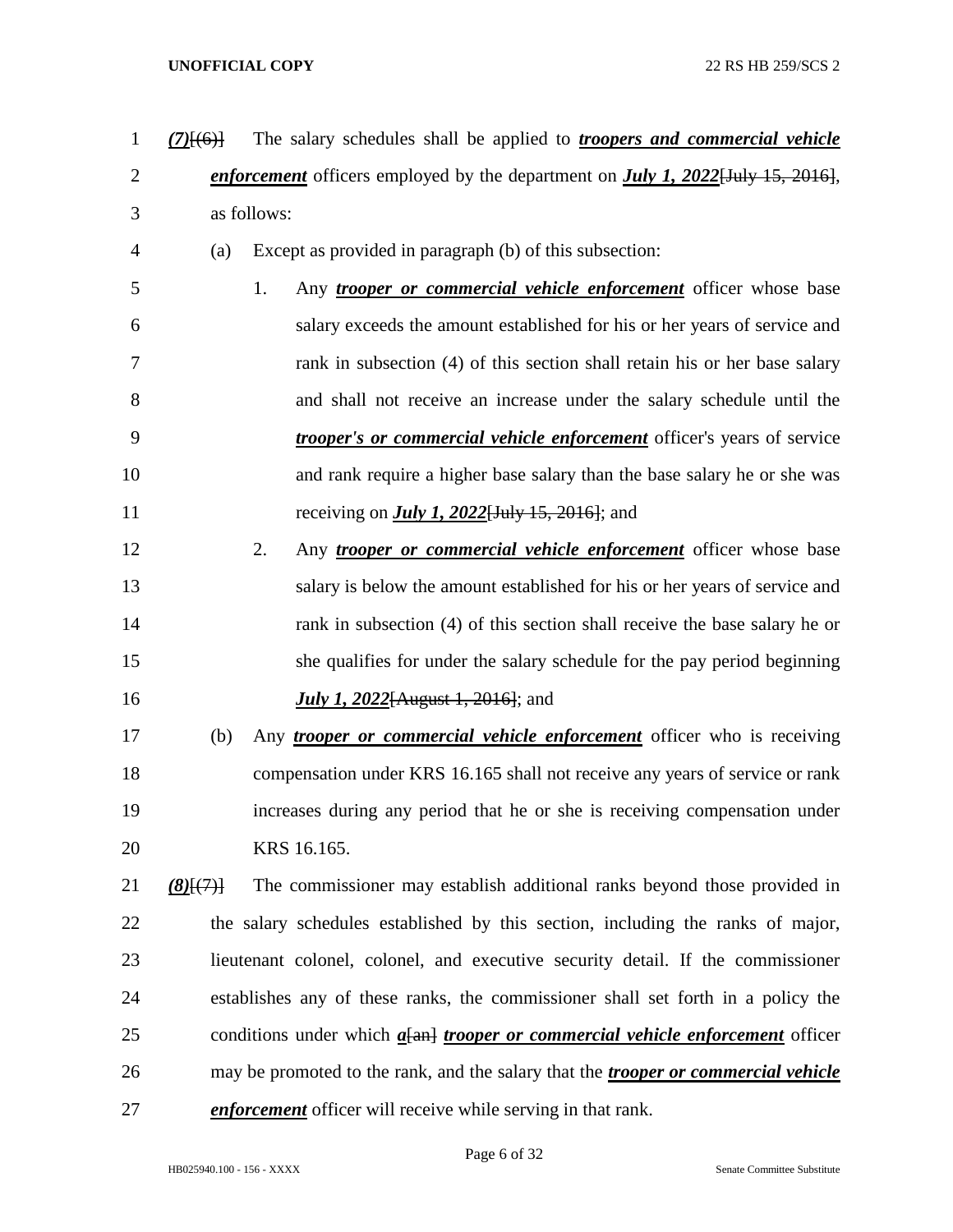(7)[(6)] The salary schedules shall be applied to ***troopers and commercial vehicle enforcement*** officers employed by the department on ***July 1, 2022***[July 15, 2016], as follows:

(a) Except as provided in paragraph (b) of this subsection:

1. Any ***trooper or commercial vehicle enforcement*** officer whose base salary exceeds the amount established for his or her years of service and rank in subsection (4) of this section shall retain his or her base salary and shall not receive an increase under the salary schedule until the ***trooper's or commercial vehicle enforcement*** officer's years of service and rank require a higher base salary than the base salary he or she was receiving on ***July 1, 2022***[July 15, 2016]; and

2. Any ***trooper or commercial vehicle enforcement*** officer whose base salary is below the amount established for his or her years of service and rank in subsection (4) of this section shall receive the base salary he or she qualifies for under the salary schedule for the pay period beginning ***July 1, 2022***[August 1, 2016]; and

(b) Any ***trooper or commercial vehicle enforcement*** officer who is receiving compensation under KRS 16.165 shall not receive any years of service or rank increases during any period that he or she is receiving compensation under KRS 16.165.

(8)[(7)] The commissioner may establish additional ranks beyond those provided in the salary schedules established by this section, including the ranks of major, lieutenant colonel, colonel, and executive security detail. If the commissioner establishes any of these ranks, the commissioner shall set forth in a policy the conditions under which ***a***[an] ***trooper or commercial vehicle enforcement*** officer may be promoted to the rank, and the salary that the ***trooper or commercial vehicle enforcement*** officer will receive while serving in that rank.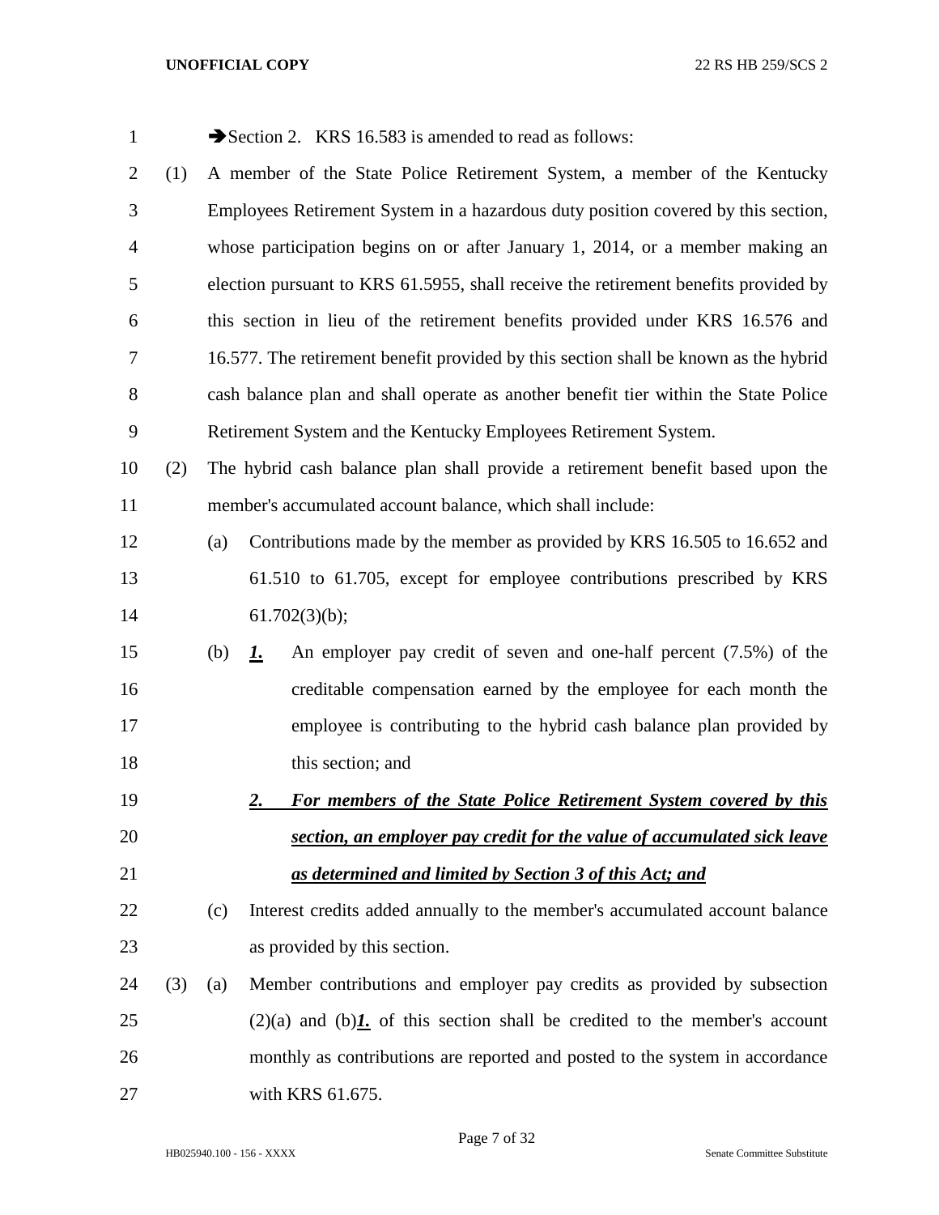➔Section 2. KRS 16.583 is amended to read as follows:

(1) A member of the State Police Retirement System, a member of the Kentucky Employees Retirement System in a hazardous duty position covered by this section, whose participation begins on or after January 1, 2014, or a member making an election pursuant to KRS 61.5955, shall receive the retirement benefits provided by this section in lieu of the retirement benefits provided under KRS 16.576 and 16.577. The retirement benefit provided by this section shall be known as the hybrid cash balance plan and shall operate as another benefit tier within the State Police Retirement System and the Kentucky Employees Retirement System.

(2) The hybrid cash balance plan shall provide a retirement benefit based upon the member's accumulated account balance, which shall include:

(a) Contributions made by the member as provided by KRS 16.505 to 16.652 and 61.510 to 61.705, except for employee contributions prescribed by KRS 61.702(3)(b);

(b) ***1.*** An employer pay credit of seven and one-half percent (7.5%) of the creditable compensation earned by the employee for each month the employee is contributing to the hybrid cash balance plan provided by this section; and

***2. For members of the State Police Retirement System covered by this section, an employer pay credit for the value of accumulated sick leave as determined and limited by Section 3 of this Act; and***

(c) Interest credits added annually to the member's accumulated account balance as provided by this section.

(3) (a) Member contributions and employer pay credits as provided by subsection (2)(a) and (b)***1.*** of this section shall be credited to the member's account monthly as contributions are reported and posted to the system in accordance with KRS 61.675.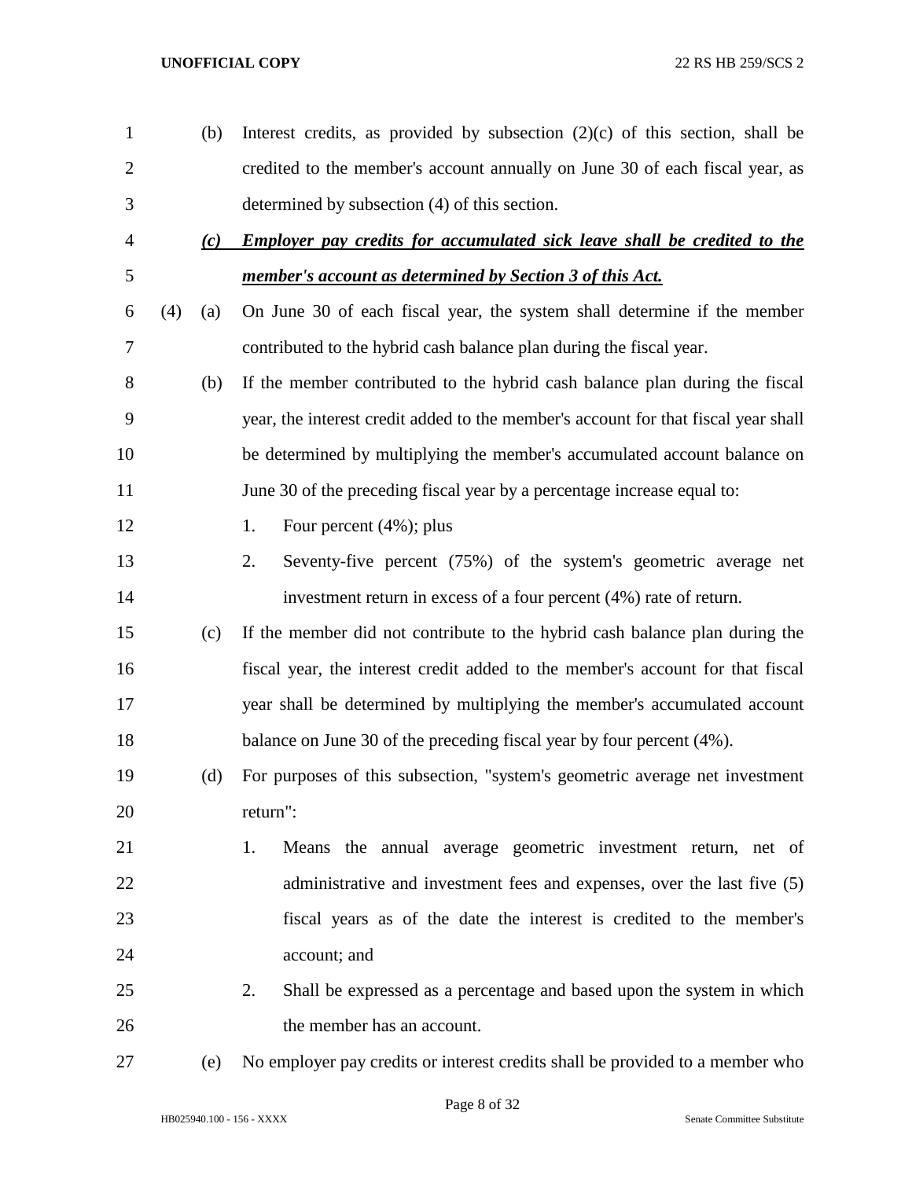(b) Interest credits, as provided by subsection (2)(c) of this section, shall be credited to the member's account annually on June 30 of each fiscal year, as determined by subsection (4) of this section.

***<u>(c) Employer pay credits for accumulated sick leave shall be credited to the member's account as determined by Section 3 of this Act.</u>***

(4) (a) On June 30 of each fiscal year, the system shall determine if the member contributed to the hybrid cash balance plan during the fiscal year.

(b) If the member contributed to the hybrid cash balance plan during the fiscal year, the interest credit added to the member's account for that fiscal year shall be determined by multiplying the member's accumulated account balance on June 30 of the preceding fiscal year by a percentage increase equal to:

1. Four percent (4%); plus
2. Seventy-five percent (75%) of the system's geometric average net investment return in excess of a four percent (4%) rate of return.

(c) If the member did not contribute to the hybrid cash balance plan during the fiscal year, the interest credit added to the member's account for that fiscal year shall be determined by multiplying the member's accumulated account balance on June 30 of the preceding fiscal year by four percent (4%).

(d) For purposes of this subsection, "system's geometric average net investment return":

1. Means the annual average geometric investment return, net of administrative and investment fees and expenses, over the last five (5) fiscal years as of the date the interest is credited to the member's account; and
2. Shall be expressed as a percentage and based upon the system in which the member has an account.

(e) No employer pay credits or interest credits shall be provided to a member who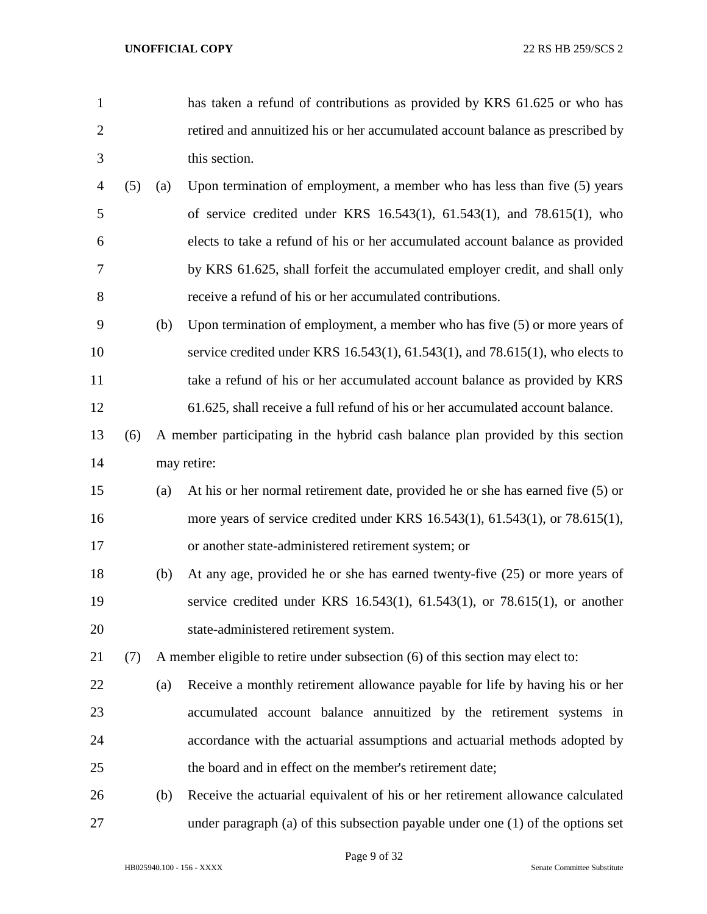has taken a refund of contributions as provided by KRS 61.625 or who has retired and annuitized his or her accumulated account balance as prescribed by this section.

(5) (a) Upon termination of employment, a member who has less than five (5) years of service credited under KRS 16.543(1), 61.543(1), and 78.615(1), who elects to take a refund of his or her accumulated account balance as provided by KRS 61.625, shall forfeit the accumulated employer credit, and shall only receive a refund of his or her accumulated contributions.

(b) Upon termination of employment, a member who has five (5) or more years of service credited under KRS 16.543(1), 61.543(1), and 78.615(1), who elects to take a refund of his or her accumulated account balance as provided by KRS 61.625, shall receive a full refund of his or her accumulated account balance.

(6) A member participating in the hybrid cash balance plan provided by this section may retire:

(a) At his or her normal retirement date, provided he or she has earned five (5) or more years of service credited under KRS 16.543(1), 61.543(1), or 78.615(1), or another state-administered retirement system; or

(b) At any age, provided he or she has earned twenty-five (25) or more years of service credited under KRS 16.543(1), 61.543(1), or 78.615(1), or another state-administered retirement system.

(7) A member eligible to retire under subsection (6) of this section may elect to:

(a) Receive a monthly retirement allowance payable for life by having his or her accumulated account balance annuitized by the retirement systems in accordance with the actuarial assumptions and actuarial methods adopted by the board and in effect on the member's retirement date;

(b) Receive the actuarial equivalent of his or her retirement allowance calculated under paragraph (a) of this subsection payable under one (1) of the options set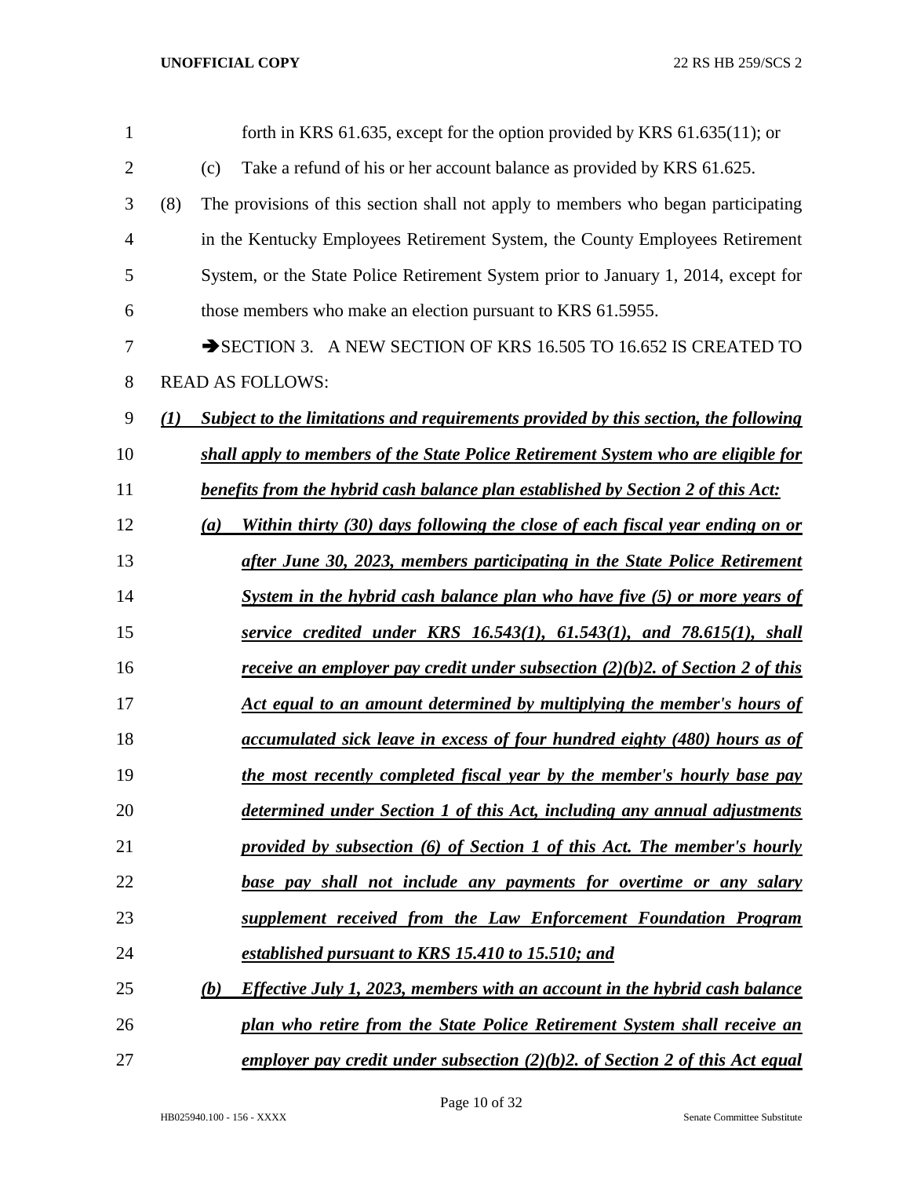forth in KRS 61.635, except for the option provided by KRS 61.635(11); or

(c) Take a refund of his or her account balance as provided by KRS 61.625.

(8) The provisions of this section shall not apply to members who began participating in the Kentucky Employees Retirement System, the County Employees Retirement System, or the State Police Retirement System prior to January 1, 2014, except for those members who make an election pursuant to KRS 61.5955.

➔SECTION 3. A NEW SECTION OF KRS 16.505 TO 16.652 IS CREATED TO READ AS FOLLOWS:

***(1) Subject to the limitations and requirements provided by this section, the following shall apply to members of the State Police Retirement System who are eligible for benefits from the hybrid cash balance plan established by Section 2 of this Act:***

***(a) Within thirty (30) days following the close of each fiscal year ending on or after June 30, 2023, members participating in the State Police Retirement System in the hybrid cash balance plan who have five (5) or more years of service credited under KRS 16.543(1), 61.543(1), and 78.615(1), shall receive an employer pay credit under subsection (2)(b)2. of Section 2 of this Act equal to an amount determined by multiplying the member's hours of accumulated sick leave in excess of four hundred eighty (480) hours as of the most recently completed fiscal year by the member's hourly base pay determined under Section 1 of this Act, including any annual adjustments provided by subsection (6) of Section 1 of this Act. The member's hourly base pay shall not include any payments for overtime or any salary supplement received from the Law Enforcement Foundation Program established pursuant to KRS 15.410 to 15.510; and***

***(b) Effective July 1, 2023, members with an account in the hybrid cash balance plan who retire from the State Police Retirement System shall receive an employer pay credit under subsection (2)(b)2. of Section 2 of this Act equal***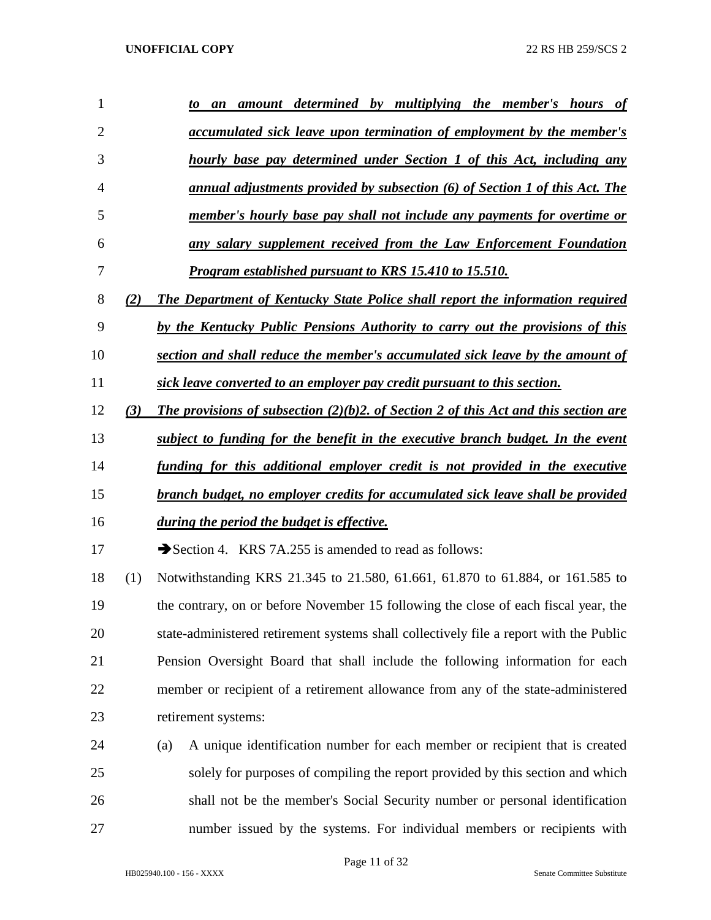***to an amount determined by multiplying the member's hours of accumulated sick leave upon termination of employment by the member's hourly base pay determined under Section 1 of this Act, including any annual adjustments provided by subsection (6) of Section 1 of this Act. The member's hourly base pay shall not include any payments for overtime or any salary supplement received from the Law Enforcement Foundation Program established pursuant to KRS 15.410 to 15.510.***

***(2) The Department of Kentucky State Police shall report the information required by the Kentucky Public Pensions Authority to carry out the provisions of this section and shall reduce the member's accumulated sick leave by the amount of sick leave converted to an employer pay credit pursuant to this section.***

***(3) The provisions of subsection (2)(b)2. of Section 2 of this Act and this section are subject to funding for the benefit in the executive branch budget. In the event funding for this additional employer credit is not provided in the executive branch budget, no employer credits for accumulated sick leave shall be provided during the period the budget is effective.***

➔Section 4. KRS 7A.255 is amended to read as follows:

(1) Notwithstanding KRS 21.345 to 21.580, 61.661, 61.870 to 61.884, or 161.585 to the contrary, on or before November 15 following the close of each fiscal year, the state-administered retirement systems shall collectively file a report with the Public Pension Oversight Board that shall include the following information for each member or recipient of a retirement allowance from any of the state-administered retirement systems:

(a) A unique identification number for each member or recipient that is created solely for purposes of compiling the report provided by this section and which shall not be the member's Social Security number or personal identification number issued by the systems. For individual members or recipients with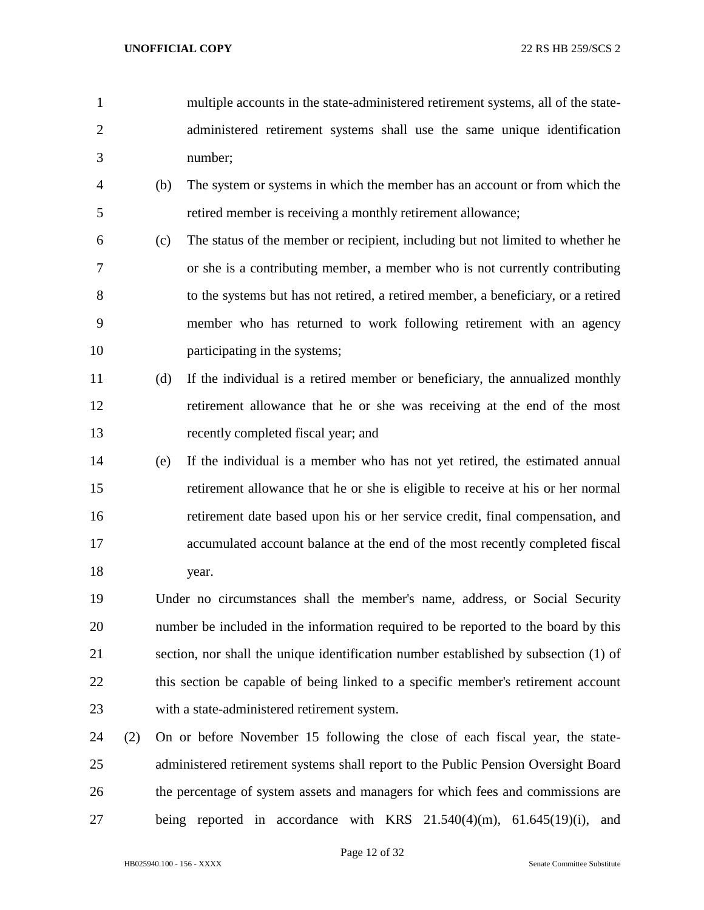multiple accounts in the state-administered retirement systems, all of the state-administered retirement systems shall use the same unique identification number;

(b) The system or systems in which the member has an account or from which the retired member is receiving a monthly retirement allowance;

(c) The status of the member or recipient, including but not limited to whether he or she is a contributing member, a member who is not currently contributing to the systems but has not retired, a retired member, a beneficiary, or a retired member who has returned to work following retirement with an agency participating in the systems;

(d) If the individual is a retired member or beneficiary, the annualized monthly retirement allowance that he or she was receiving at the end of the most recently completed fiscal year; and

(e) If the individual is a member who has not yet retired, the estimated annual retirement allowance that he or she is eligible to receive at his or her normal retirement date based upon his or her service credit, final compensation, and accumulated account balance at the end of the most recently completed fiscal year.

Under no circumstances shall the member's name, address, or Social Security number be included in the information required to be reported to the board by this section, nor shall the unique identification number established by subsection (1) of this section be capable of being linked to a specific member's retirement account with a state-administered retirement system.

(2) On or before November 15 following the close of each fiscal year, the state-administered retirement systems shall report to the Public Pension Oversight Board the percentage of system assets and managers for which fees and commissions are being reported in accordance with KRS 21.540(4)(m), 61.645(19)(i), and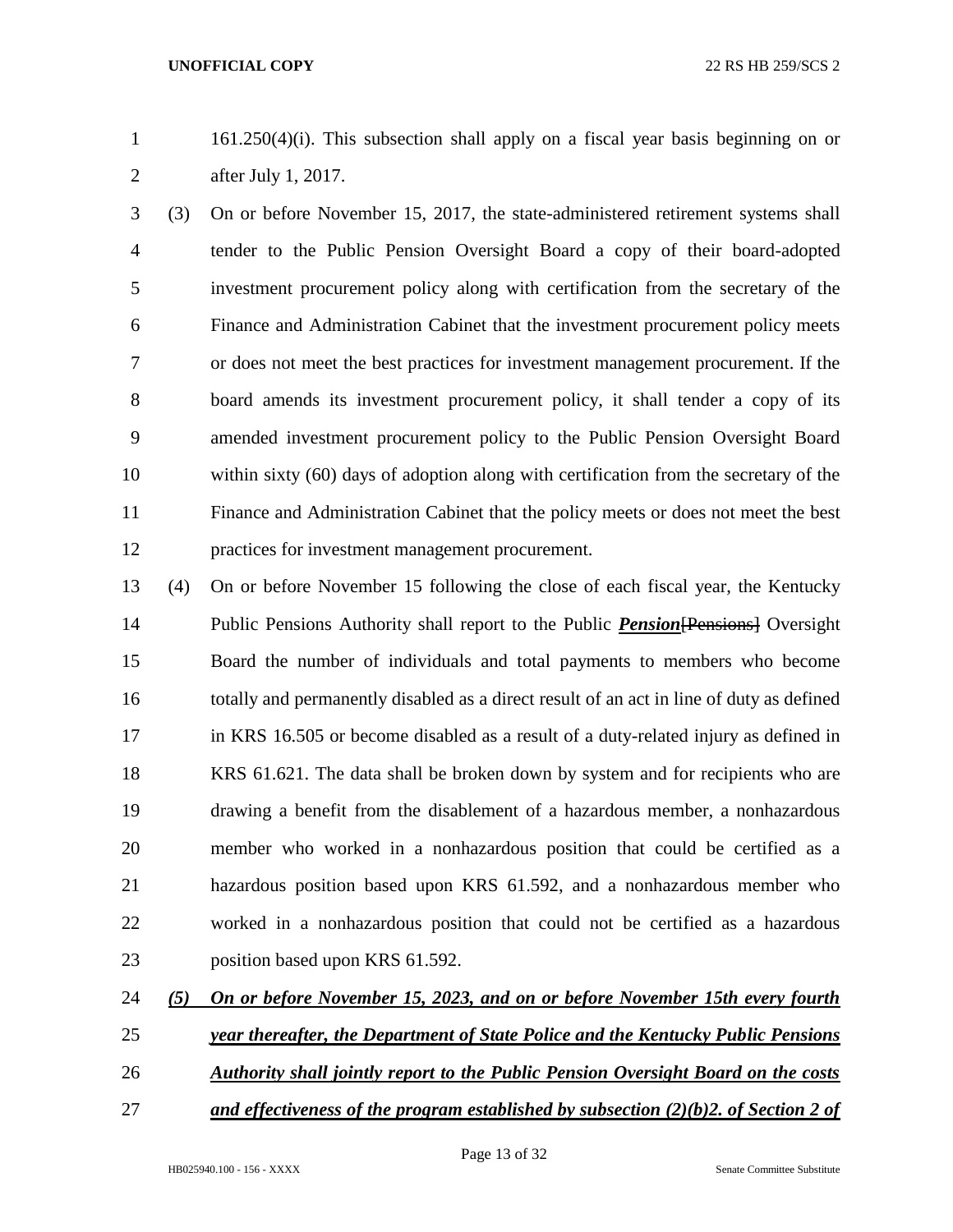161.250(4)(i). This subsection shall apply on a fiscal year basis beginning on or after July 1, 2017.

(3) On or before November 15, 2017, the state-administered retirement systems shall tender to the Public Pension Oversight Board a copy of their board-adopted investment procurement policy along with certification from the secretary of the Finance and Administration Cabinet that the investment procurement policy meets or does not meet the best practices for investment management procurement. If the board amends its investment procurement policy, it shall tender a copy of its amended investment procurement policy to the Public Pension Oversight Board within sixty (60) days of adoption along with certification from the secretary of the Finance and Administration Cabinet that the policy meets or does not meet the best practices for investment management procurement.

(4) On or before November 15 following the close of each fiscal year, the Kentucky Public Pensions Authority shall report to the Public ***Pension***~~[Pensions]~~ Oversight Board the number of individuals and total payments to members who become totally and permanently disabled as a direct result of an act in line of duty as defined in KRS 16.505 or become disabled as a result of a duty-related injury as defined in KRS 61.621. The data shall be broken down by system and for recipients who are drawing a benefit from the disablement of a hazardous member, a nonhazardous member who worked in a nonhazardous position that could be certified as a hazardous position based upon KRS 61.592, and a nonhazardous member who worked in a nonhazardous position that could not be certified as a hazardous position based upon KRS 61.592.

***(5) On or before November 15, 2023, and on or before November 15th every fourth year thereafter, the Department of State Police and the Kentucky Public Pensions Authority shall jointly report to the Public Pension Oversight Board on the costs and effectiveness of the program established by subsection (2)(b)2. of Section 2 of***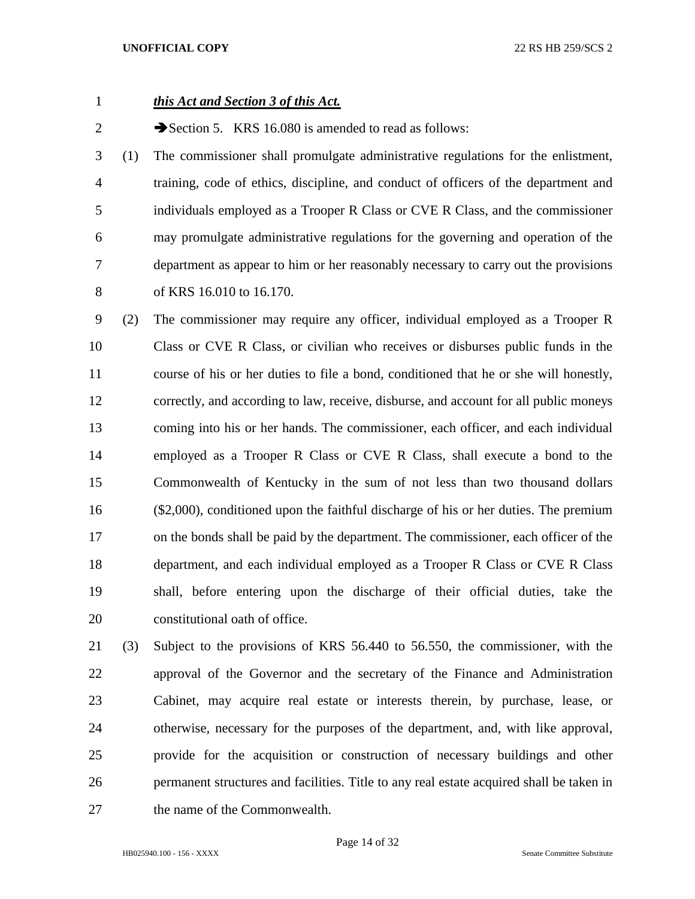***this Act and Section 3 of this Act.***

➔Section 5. KRS 16.080 is amended to read as follows:

(1) The commissioner shall promulgate administrative regulations for the enlistment, training, code of ethics, discipline, and conduct of officers of the department and individuals employed as a Trooper R Class or CVE R Class, and the commissioner may promulgate administrative regulations for the governing and operation of the department as appear to him or her reasonably necessary to carry out the provisions of KRS 16.010 to 16.170.

(2) The commissioner may require any officer, individual employed as a Trooper R Class or CVE R Class, or civilian who receives or disburses public funds in the course of his or her duties to file a bond, conditioned that he or she will honestly, correctly, and according to law, receive, disburse, and account for all public moneys coming into his or her hands. The commissioner, each officer, and each individual employed as a Trooper R Class or CVE R Class, shall execute a bond to the Commonwealth of Kentucky in the sum of not less than two thousand dollars ($2,000), conditioned upon the faithful discharge of his or her duties. The premium on the bonds shall be paid by the department. The commissioner, each officer of the department, and each individual employed as a Trooper R Class or CVE R Class shall, before entering upon the discharge of their official duties, take the constitutional oath of office.

(3) Subject to the provisions of KRS 56.440 to 56.550, the commissioner, with the approval of the Governor and the secretary of the Finance and Administration Cabinet, may acquire real estate or interests therein, by purchase, lease, or otherwise, necessary for the purposes of the department, and, with like approval, provide for the acquisition or construction of necessary buildings and other permanent structures and facilities. Title to any real estate acquired shall be taken in the name of the Commonwealth.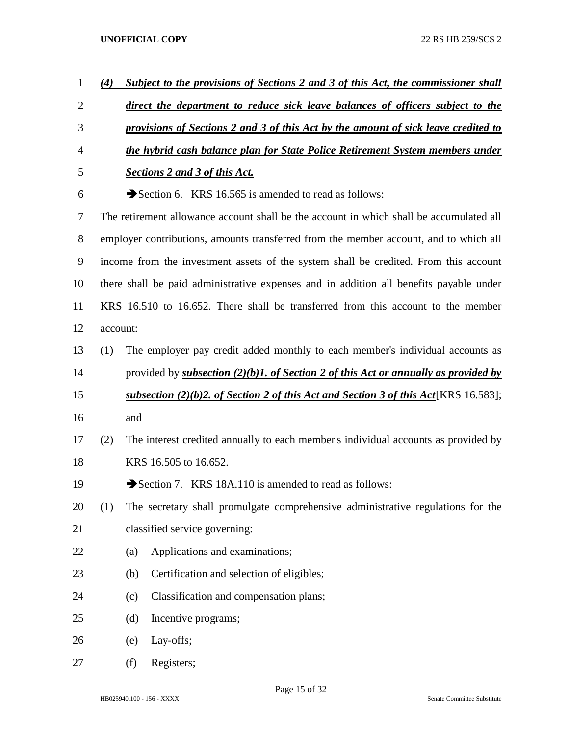***(4) Subject to the provisions of Sections 2 and 3 of this Act, the commissioner shall direct the department to reduce sick leave balances of officers subject to the provisions of Sections 2 and 3 of this Act by the amount of sick leave credited to the hybrid cash balance plan for State Police Retirement System members under Sections 2 and 3 of this Act.***

➔Section 6. KRS 16.565 is amended to read as follows:

The retirement allowance account shall be the account in which shall be accumulated all employer contributions, amounts transferred from the member account, and to which all income from the investment assets of the system shall be credited. From this account there shall be paid administrative expenses and in addition all benefits payable under KRS 16.510 to 16.652. There shall be transferred from this account to the member account:

(1) The employer pay credit added monthly to each member's individual accounts as provided by ***subsection (2)(b)1. of Section 2 of this Act or annually as provided by subsection (2)(b)2. of Section 2 of this Act and Section 3 of this Act***~~[KRS 16.583]~~; and

(2) The interest credited annually to each member's individual accounts as provided by KRS 16.505 to 16.652.

➔Section 7. KRS 18A.110 is amended to read as follows:

(1) The secretary shall promulgate comprehensive administrative regulations for the classified service governing:

(a) Applications and examinations;

(b) Certification and selection of eligibles;

(c) Classification and compensation plans;

(d) Incentive programs;

(e) Lay-offs;

(f) Registers;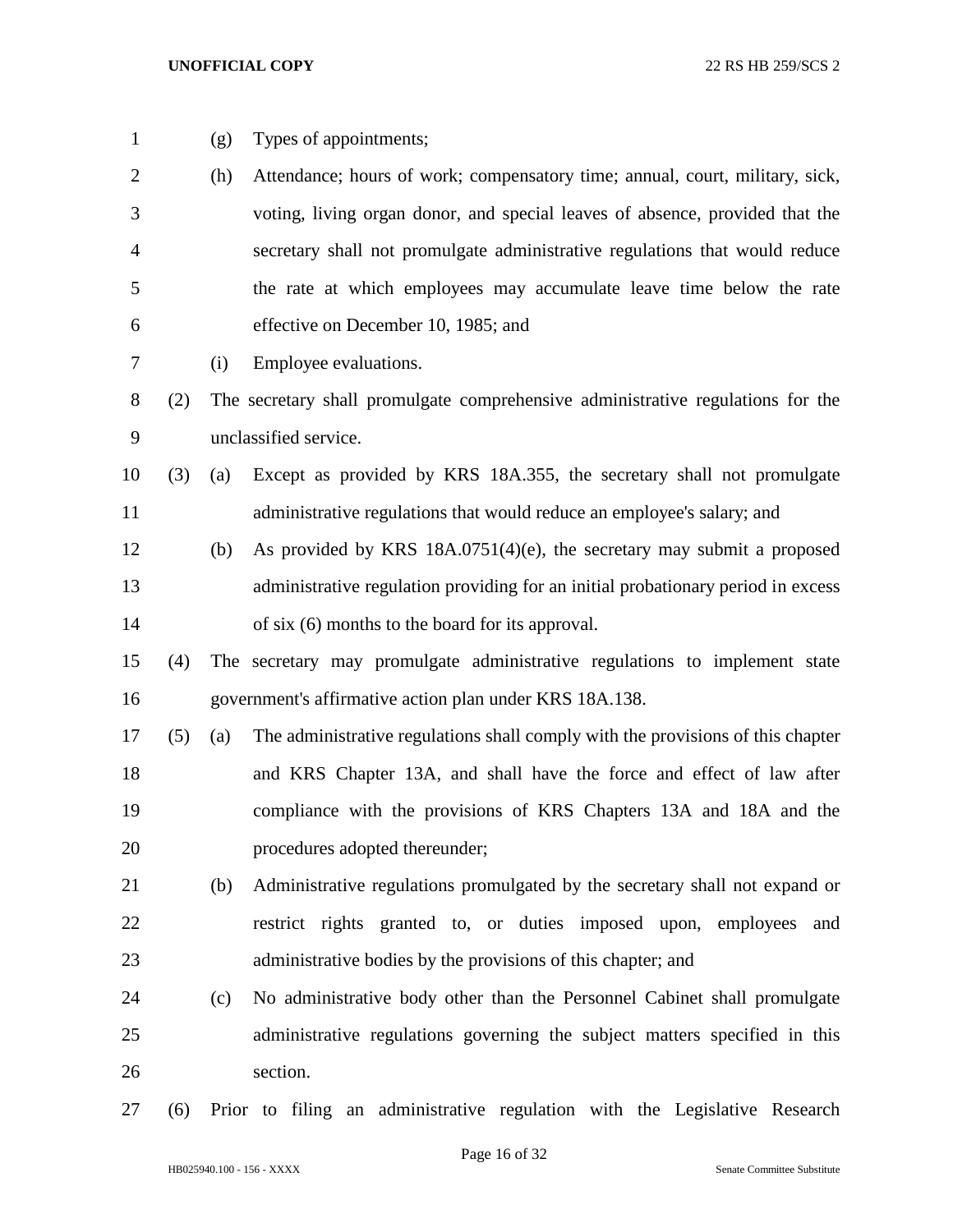(g) Types of appointments;

(h) Attendance; hours of work; compensatory time; annual, court, military, sick, voting, living organ donor, and special leaves of absence, provided that the secretary shall not promulgate administrative regulations that would reduce the rate at which employees may accumulate leave time below the rate effective on December 10, 1985; and

(i) Employee evaluations.

(2) The secretary shall promulgate comprehensive administrative regulations for the unclassified service.

(3) (a) Except as provided by KRS 18A.355, the secretary shall not promulgate administrative regulations that would reduce an employee's salary; and

(b) As provided by KRS 18A.0751(4)(e), the secretary may submit a proposed administrative regulation providing for an initial probationary period in excess of six (6) months to the board for its approval.

(4) The secretary may promulgate administrative regulations to implement state government's affirmative action plan under KRS 18A.138.

(5) (a) The administrative regulations shall comply with the provisions of this chapter and KRS Chapter 13A, and shall have the force and effect of law after compliance with the provisions of KRS Chapters 13A and 18A and the procedures adopted thereunder;

(b) Administrative regulations promulgated by the secretary shall not expand or restrict rights granted to, or duties imposed upon, employees and administrative bodies by the provisions of this chapter; and

(c) No administrative body other than the Personnel Cabinet shall promulgate administrative regulations governing the subject matters specified in this section.

(6) Prior to filing an administrative regulation with the Legislative Research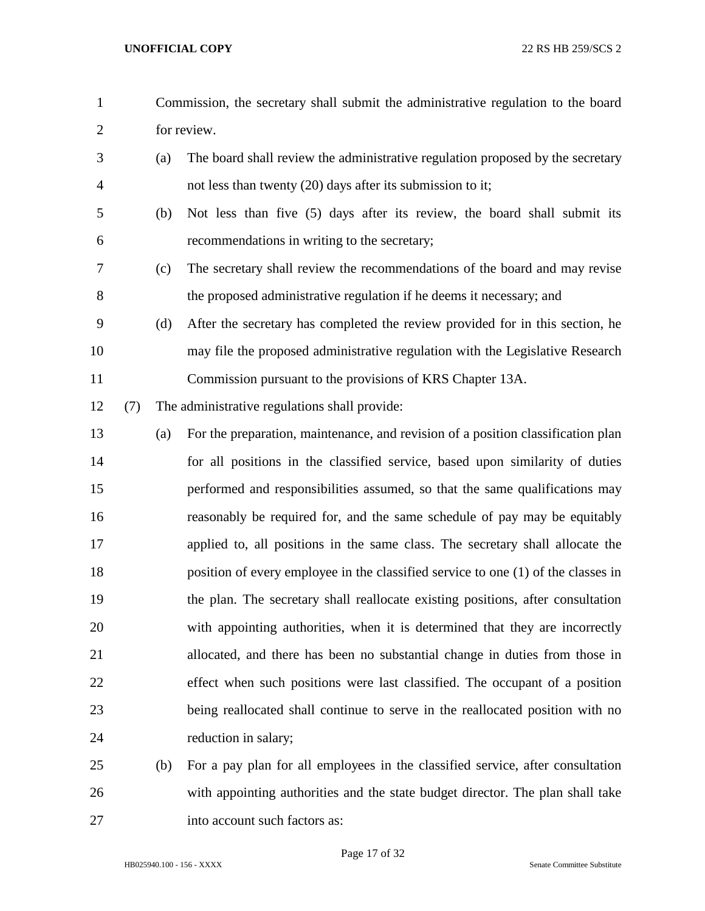Commission, the secretary shall submit the administrative regulation to the board for review.

(a) The board shall review the administrative regulation proposed by the secretary not less than twenty (20) days after its submission to it;

(b) Not less than five (5) days after its review, the board shall submit its recommendations in writing to the secretary;

(c) The secretary shall review the recommendations of the board and may revise the proposed administrative regulation if he deems it necessary; and

(d) After the secretary has completed the review provided for in this section, he may file the proposed administrative regulation with the Legislative Research Commission pursuant to the provisions of KRS Chapter 13A.

(7) The administrative regulations shall provide:

(a) For the preparation, maintenance, and revision of a position classification plan for all positions in the classified service, based upon similarity of duties performed and responsibilities assumed, so that the same qualifications may reasonably be required for, and the same schedule of pay may be equitably applied to, all positions in the same class. The secretary shall allocate the position of every employee in the classified service to one (1) of the classes in the plan. The secretary shall reallocate existing positions, after consultation with appointing authorities, when it is determined that they are incorrectly allocated, and there has been no substantial change in duties from those in effect when such positions were last classified. The occupant of a position being reallocated shall continue to serve in the reallocated position with no reduction in salary;

(b) For a pay plan for all employees in the classified service, after consultation with appointing authorities and the state budget director. The plan shall take into account such factors as: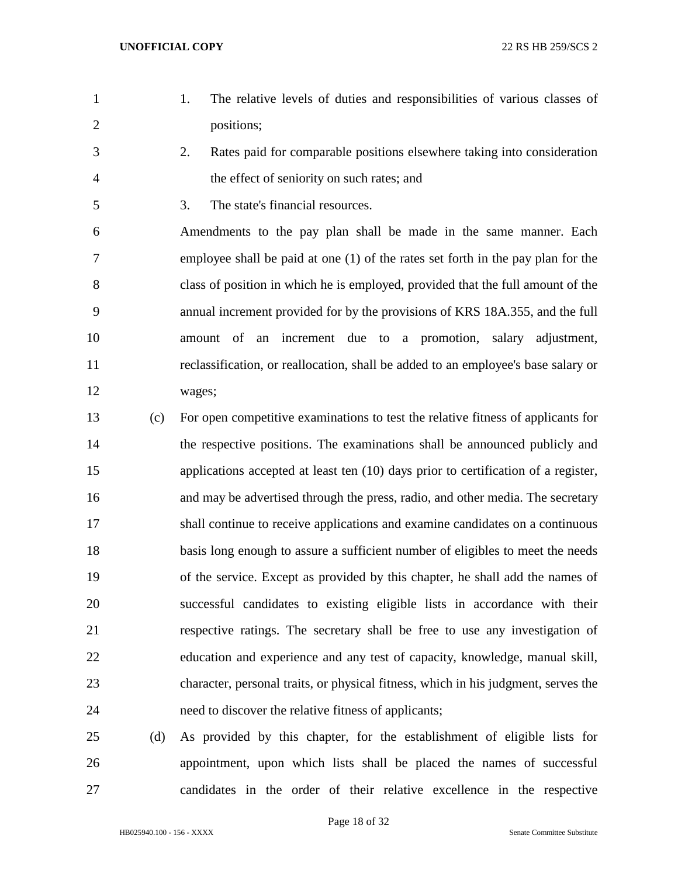1. The relative levels of duties and responsibilities of various classes of positions;
2. Rates paid for comparable positions elsewhere taking into consideration the effect of seniority on such rates; and
3. The state's financial resources.

Amendments to the pay plan shall be made in the same manner. Each employee shall be paid at one (1) of the rates set forth in the pay plan for the class of position in which he is employed, provided that the full amount of the annual increment provided for by the provisions of KRS 18A.355, and the full amount of an increment due to a promotion, salary adjustment, reclassification, or reallocation, shall be added to an employee's base salary or wages;

(c) For open competitive examinations to test the relative fitness of applicants for the respective positions. The examinations shall be announced publicly and applications accepted at least ten (10) days prior to certification of a register, and may be advertised through the press, radio, and other media. The secretary shall continue to receive applications and examine candidates on a continuous basis long enough to assure a sufficient number of eligibles to meet the needs of the service. Except as provided by this chapter, he shall add the names of successful candidates to existing eligible lists in accordance with their respective ratings. The secretary shall be free to use any investigation of education and experience and any test of capacity, knowledge, manual skill, character, personal traits, or physical fitness, which in his judgment, serves the need to discover the relative fitness of applicants;

(d) As provided by this chapter, for the establishment of eligible lists for appointment, upon which lists shall be placed the names of successful candidates in the order of their relative excellence in the respective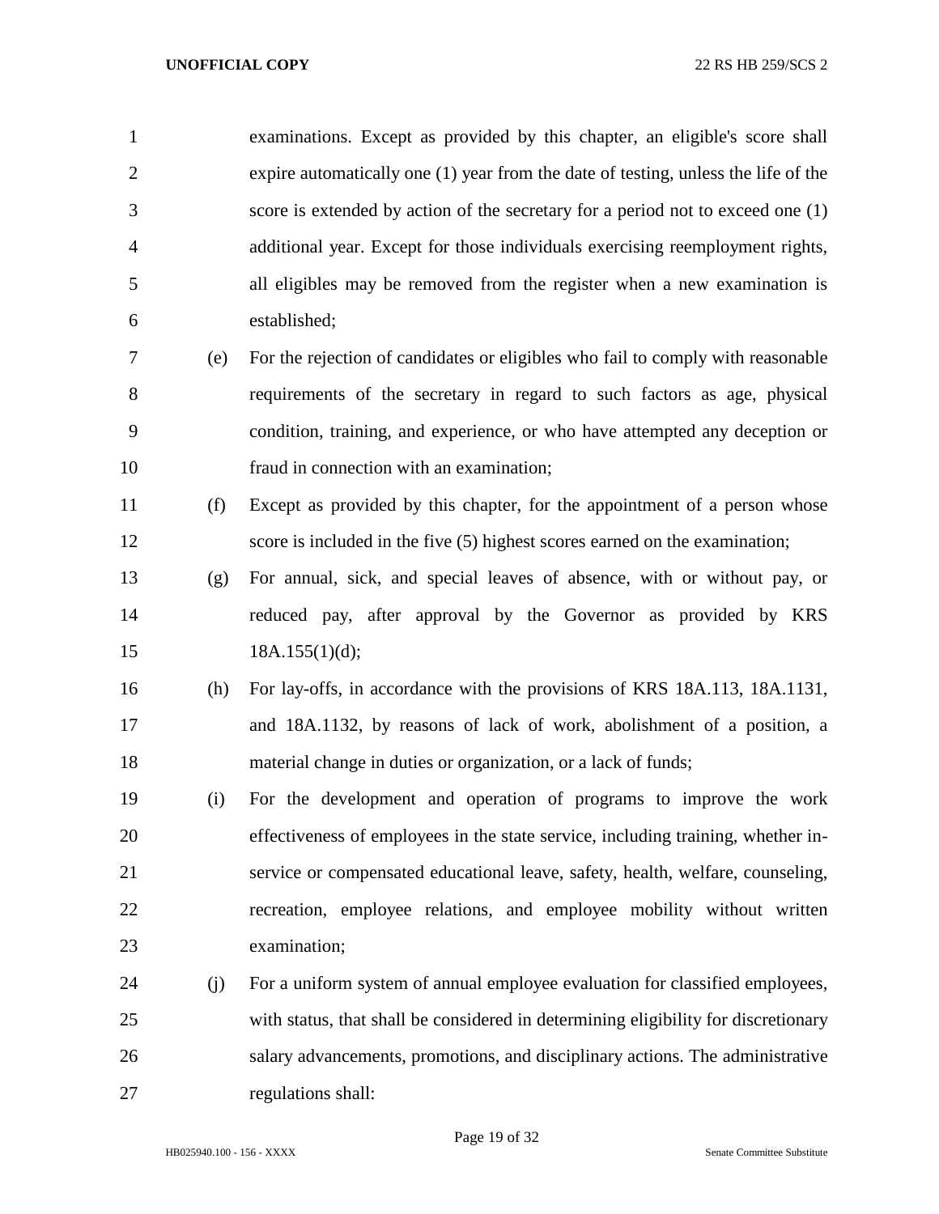examinations. Except as provided by this chapter, an eligible's score shall expire automatically one (1) year from the date of testing, unless the life of the score is extended by action of the secretary for a period not to exceed one (1) additional year. Except for those individuals exercising reemployment rights, all eligibles may be removed from the register when a new examination is established;

(e) For the rejection of candidates or eligibles who fail to comply with reasonable requirements of the secretary in regard to such factors as age, physical condition, training, and experience, or who have attempted any deception or fraud in connection with an examination;

(f) Except as provided by this chapter, for the appointment of a person whose score is included in the five (5) highest scores earned on the examination;

(g) For annual, sick, and special leaves of absence, with or without pay, or reduced pay, after approval by the Governor as provided by KRS 18A.155(1)(d);

(h) For lay-offs, in accordance with the provisions of KRS 18A.113, 18A.1131, and 18A.1132, by reasons of lack of work, abolishment of a position, a material change in duties or organization, or a lack of funds;

(i) For the development and operation of programs to improve the work effectiveness of employees in the state service, including training, whether in-service or compensated educational leave, safety, health, welfare, counseling, recreation, employee relations, and employee mobility without written examination;

(j) For a uniform system of annual employee evaluation for classified employees, with status, that shall be considered in determining eligibility for discretionary salary advancements, promotions, and disciplinary actions. The administrative regulations shall: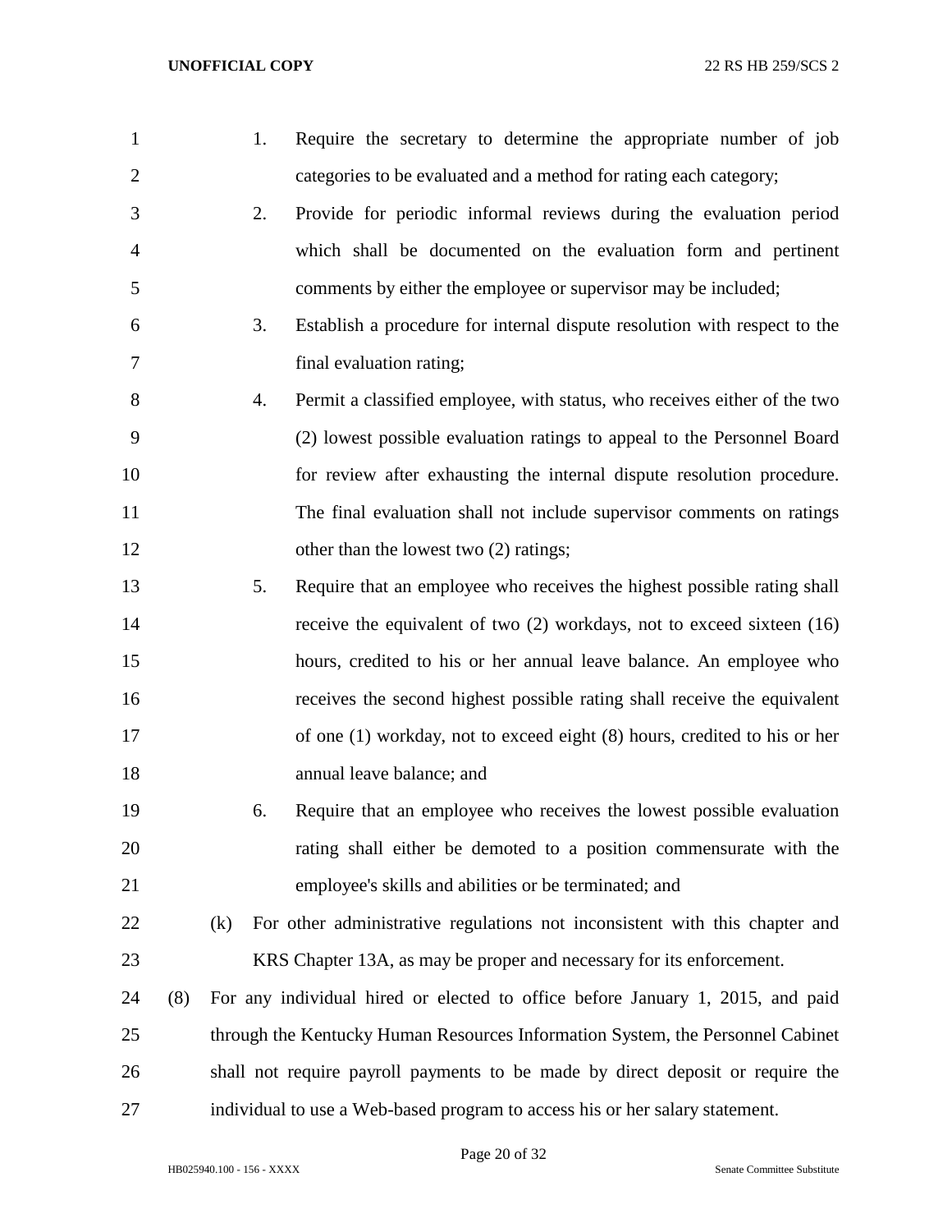1. Require the secretary to determine the appropriate number of job categories to be evaluated and a method for rating each category;

2. Provide for periodic informal reviews during the evaluation period which shall be documented on the evaluation form and pertinent comments by either the employee or supervisor may be included;

3. Establish a procedure for internal dispute resolution with respect to the final evaluation rating;

4. Permit a classified employee, with status, who receives either of the two (2) lowest possible evaluation ratings to appeal to the Personnel Board for review after exhausting the internal dispute resolution procedure. The final evaluation shall not include supervisor comments on ratings other than the lowest two (2) ratings;

5. Require that an employee who receives the highest possible rating shall receive the equivalent of two (2) workdays, not to exceed sixteen (16) hours, credited to his or her annual leave balance. An employee who receives the second highest possible rating shall receive the equivalent of one (1) workday, not to exceed eight (8) hours, credited to his or her annual leave balance; and

6. Require that an employee who receives the lowest possible evaluation rating shall either be demoted to a position commensurate with the employee's skills and abilities or be terminated; and

(k) For other administrative regulations not inconsistent with this chapter and KRS Chapter 13A, as may be proper and necessary for its enforcement.

(8) For any individual hired or elected to office before January 1, 2015, and paid through the Kentucky Human Resources Information System, the Personnel Cabinet shall not require payroll payments to be made by direct deposit or require the individual to use a Web-based program to access his or her salary statement.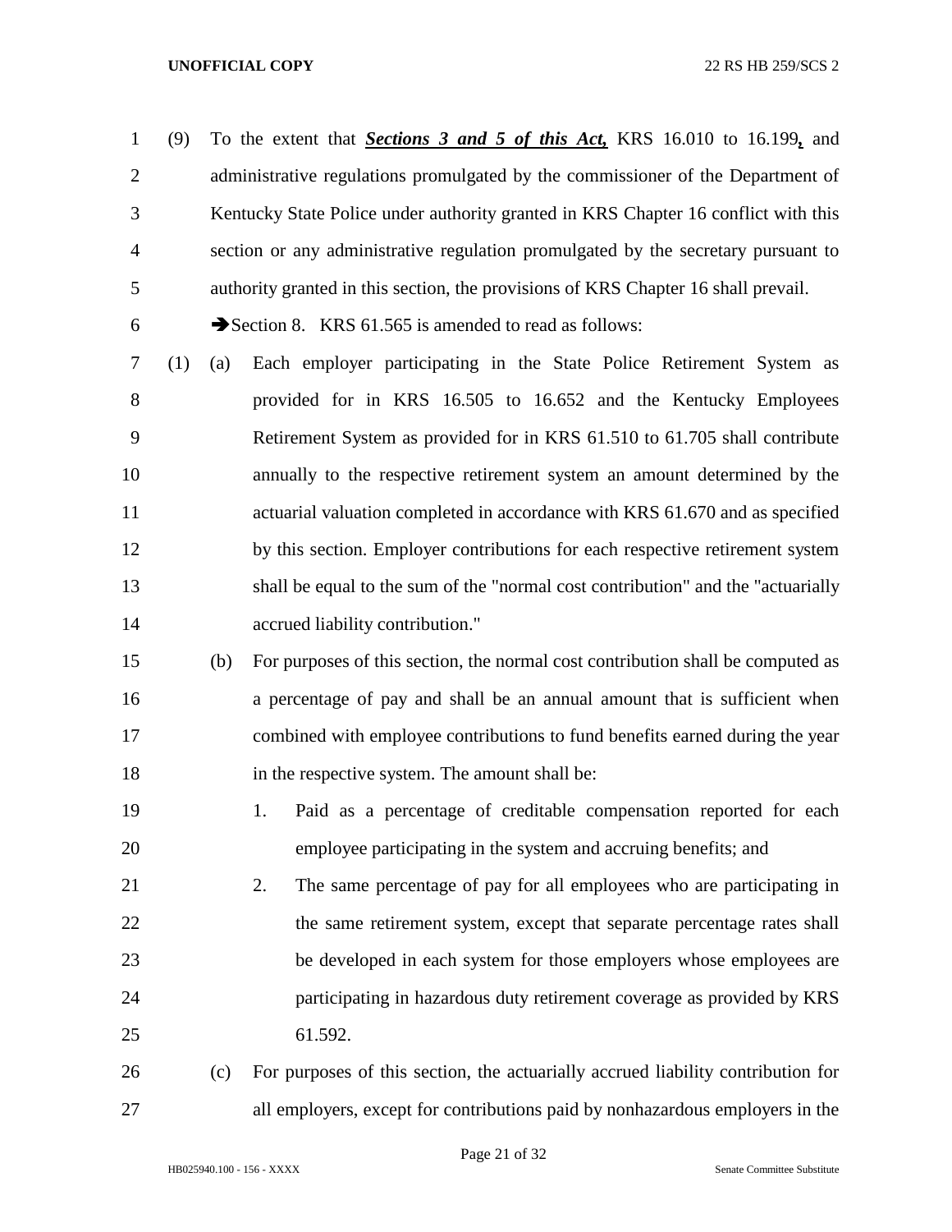(9) To the extent that ***Sections 3 and 5 of this Act,*** KRS 16.010 to 16.199***,*** and administrative regulations promulgated by the commissioner of the Department of Kentucky State Police under authority granted in KRS Chapter 16 conflict with this section or any administrative regulation promulgated by the secretary pursuant to authority granted in this section, the provisions of KRS Chapter 16 shall prevail.

➔Section 8. KRS 61.565 is amended to read as follows:

(1) (a) Each employer participating in the State Police Retirement System as provided for in KRS 16.505 to 16.652 and the Kentucky Employees Retirement System as provided for in KRS 61.510 to 61.705 shall contribute annually to the respective retirement system an amount determined by the actuarial valuation completed in accordance with KRS 61.670 and as specified by this section. Employer contributions for each respective retirement system shall be equal to the sum of the "normal cost contribution" and the "actuarially accrued liability contribution."

(b) For purposes of this section, the normal cost contribution shall be computed as a percentage of pay and shall be an annual amount that is sufficient when combined with employee contributions to fund benefits earned during the year in the respective system. The amount shall be:

1. Paid as a percentage of creditable compensation reported for each employee participating in the system and accruing benefits; and

2. The same percentage of pay for all employees who are participating in the same retirement system, except that separate percentage rates shall be developed in each system for those employers whose employees are participating in hazardous duty retirement coverage as provided by KRS 61.592.

(c) For purposes of this section, the actuarially accrued liability contribution for all employers, except for contributions paid by nonhazardous employers in the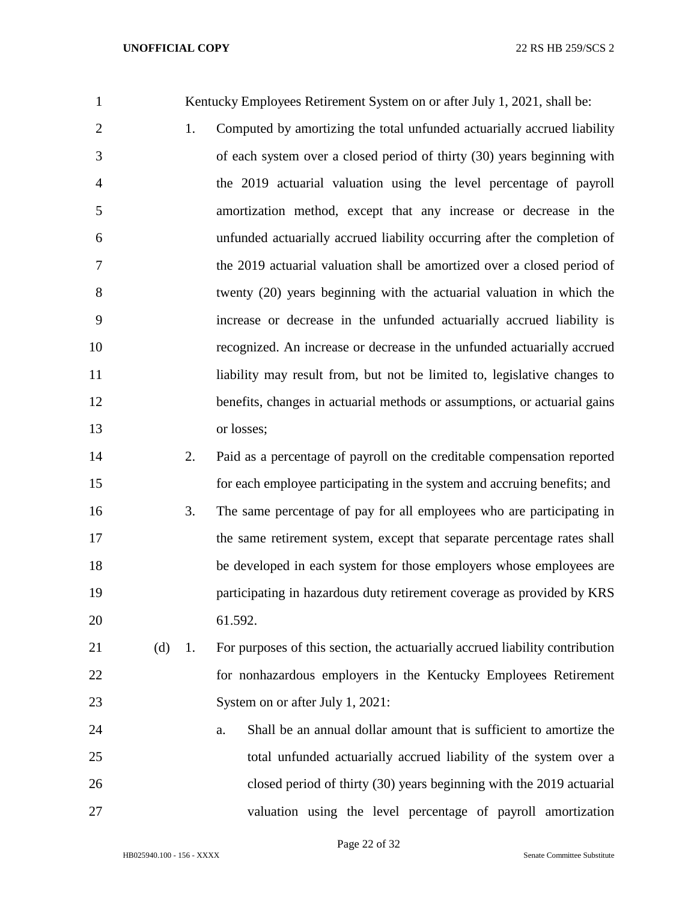Kentucky Employees Retirement System on or after July 1, 2021, shall be:

1. Computed by amortizing the total unfunded actuarially accrued liability of each system over a closed period of thirty (30) years beginning with the 2019 actuarial valuation using the level percentage of payroll amortization method, except that any increase or decrease in the unfunded actuarially accrued liability occurring after the completion of the 2019 actuarial valuation shall be amortized over a closed period of twenty (20) years beginning with the actuarial valuation in which the increase or decrease in the unfunded actuarially accrued liability is recognized. An increase or decrease in the unfunded actuarially accrued liability may result from, but not be limited to, legislative changes to benefits, changes in actuarial methods or assumptions, or actuarial gains or losses;
2. Paid as a percentage of payroll on the creditable compensation reported for each employee participating in the system and accruing benefits; and
3. The same percentage of pay for all employees who are participating in the same retirement system, except that separate percentage rates shall be developed in each system for those employers whose employees are participating in hazardous duty retirement coverage as provided by KRS 61.592.

(d) 1. For purposes of this section, the actuarially accrued liability contribution for nonhazardous employers in the Kentucky Employees Retirement System on or after July 1, 2021:

a. Shall be an annual dollar amount that is sufficient to amortize the total unfunded actuarially accrued liability of the system over a closed period of thirty (30) years beginning with the 2019 actuarial valuation using the level percentage of payroll amortization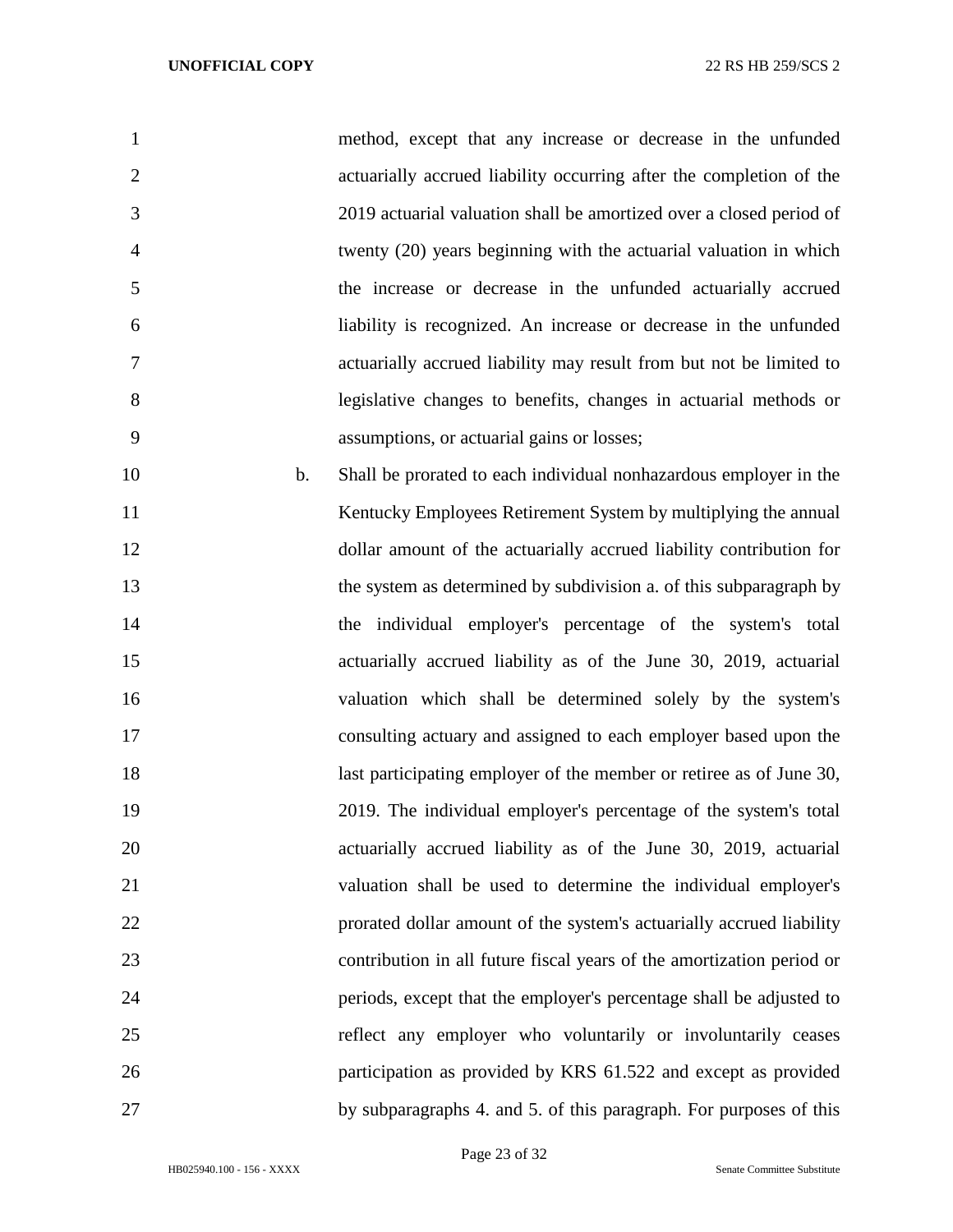method, except that any increase or decrease in the unfunded actuarially accrued liability occurring after the completion of the 2019 actuarial valuation shall be amortized over a closed period of twenty (20) years beginning with the actuarial valuation in which the increase or decrease in the unfunded actuarially accrued liability is recognized. An increase or decrease in the unfunded actuarially accrued liability may result from but not be limited to legislative changes to benefits, changes in actuarial methods or assumptions, or actuarial gains or losses;

b. Shall be prorated to each individual nonhazardous employer in the Kentucky Employees Retirement System by multiplying the annual dollar amount of the actuarially accrued liability contribution for the system as determined by subdivision a. of this subparagraph by the individual employer's percentage of the system's total actuarially accrued liability as of the June 30, 2019, actuarial valuation which shall be determined solely by the system's consulting actuary and assigned to each employer based upon the last participating employer of the member or retiree as of June 30, 2019. The individual employer's percentage of the system's total actuarially accrued liability as of the June 30, 2019, actuarial valuation shall be used to determine the individual employer's prorated dollar amount of the system's actuarially accrued liability contribution in all future fiscal years of the amortization period or periods, except that the employer's percentage shall be adjusted to reflect any employer who voluntarily or involuntarily ceases participation as provided by KRS 61.522 and except as provided by subparagraphs 4. and 5. of this paragraph. For purposes of this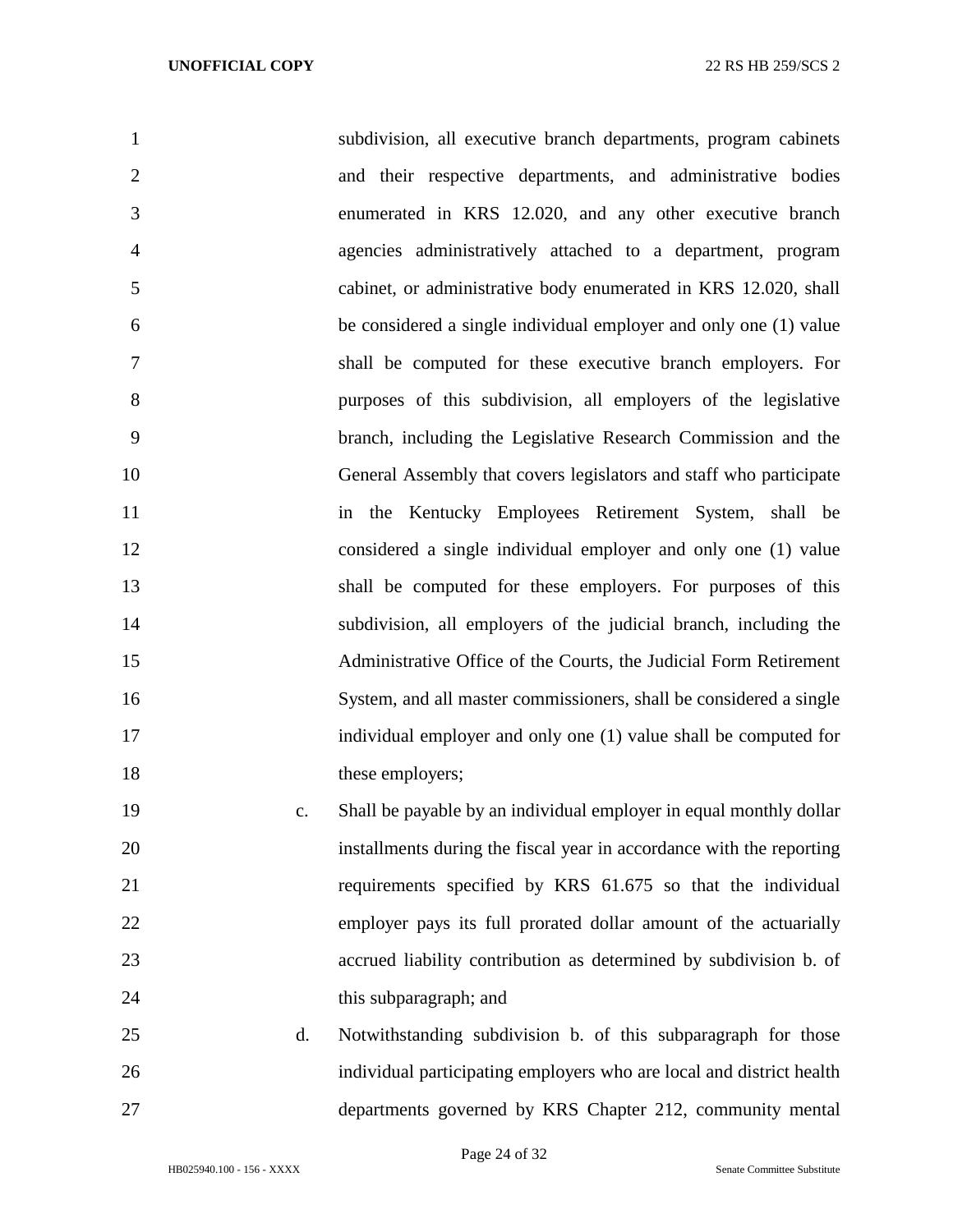subdivision, all executive branch departments, program cabinets and their respective departments, and administrative bodies enumerated in KRS 12.020, and any other executive branch agencies administratively attached to a department, program cabinet, or administrative body enumerated in KRS 12.020, shall be considered a single individual employer and only one (1) value shall be computed for these executive branch employers. For purposes of this subdivision, all employers of the legislative branch, including the Legislative Research Commission and the General Assembly that covers legislators and staff who participate in the Kentucky Employees Retirement System, shall be considered a single individual employer and only one (1) value shall be computed for these employers. For purposes of this subdivision, all employers of the judicial branch, including the Administrative Office of the Courts, the Judicial Form Retirement System, and all master commissioners, shall be considered a single individual employer and only one (1) value shall be computed for these employers;

c. Shall be payable by an individual employer in equal monthly dollar installments during the fiscal year in accordance with the reporting requirements specified by KRS 61.675 so that the individual employer pays its full prorated dollar amount of the actuarially accrued liability contribution as determined by subdivision b. of this subparagraph; and

d. Notwithstanding subdivision b. of this subparagraph for those individual participating employers who are local and district health departments governed by KRS Chapter 212, community mental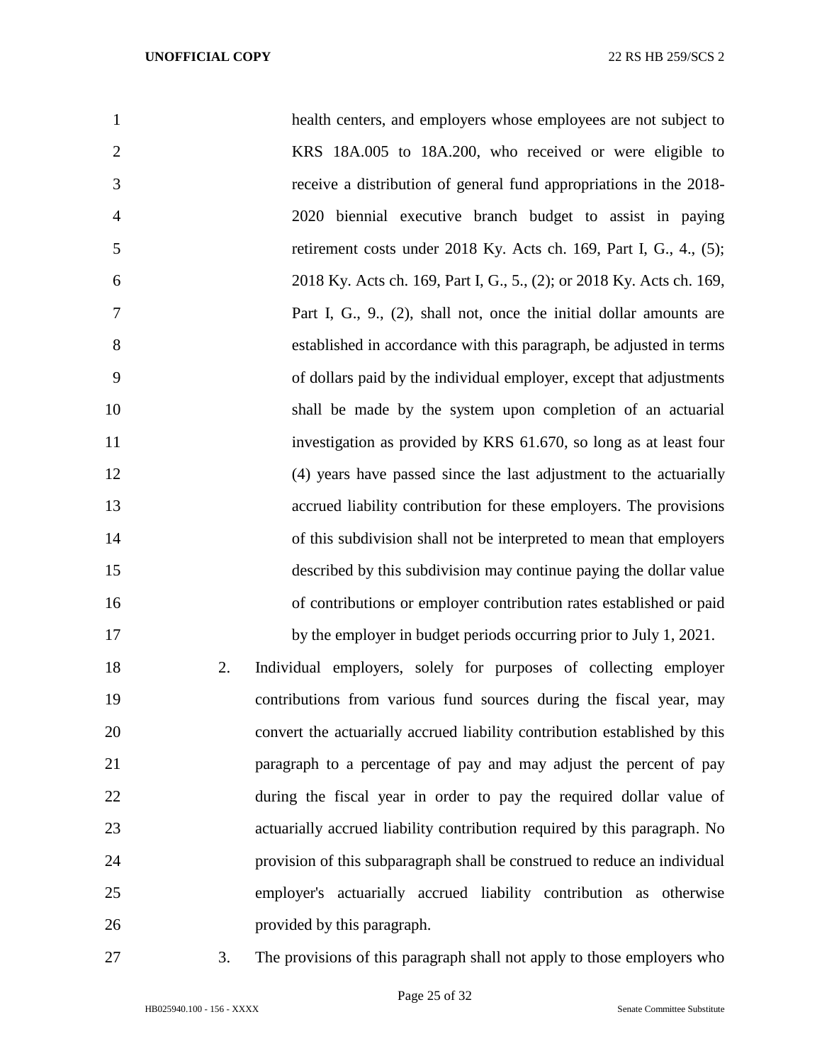health centers, and employers whose employees are not subject to KRS 18A.005 to 18A.200, who received or were eligible to receive a distribution of general fund appropriations in the 2018-2020 biennial executive branch budget to assist in paying retirement costs under 2018 Ky. Acts ch. 169, Part I, G., 4., (5); 2018 Ky. Acts ch. 169, Part I, G., 5., (2); or 2018 Ky. Acts ch. 169, Part I, G., 9., (2), shall not, once the initial dollar amounts are established in accordance with this paragraph, be adjusted in terms of dollars paid by the individual employer, except that adjustments shall be made by the system upon completion of an actuarial investigation as provided by KRS 61.670, so long as at least four (4) years have passed since the last adjustment to the actuarially accrued liability contribution for these employers. The provisions of this subdivision shall not be interpreted to mean that employers described by this subdivision may continue paying the dollar value of contributions or employer contribution rates established or paid by the employer in budget periods occurring prior to July 1, 2021.

2. Individual employers, solely for purposes of collecting employer contributions from various fund sources during the fiscal year, may convert the actuarially accrued liability contribution established by this paragraph to a percentage of pay and may adjust the percent of pay during the fiscal year in order to pay the required dollar value of actuarially accrued liability contribution required by this paragraph. No provision of this subparagraph shall be construed to reduce an individual employer's actuarially accrued liability contribution as otherwise provided by this paragraph.

3. The provisions of this paragraph shall not apply to those employers who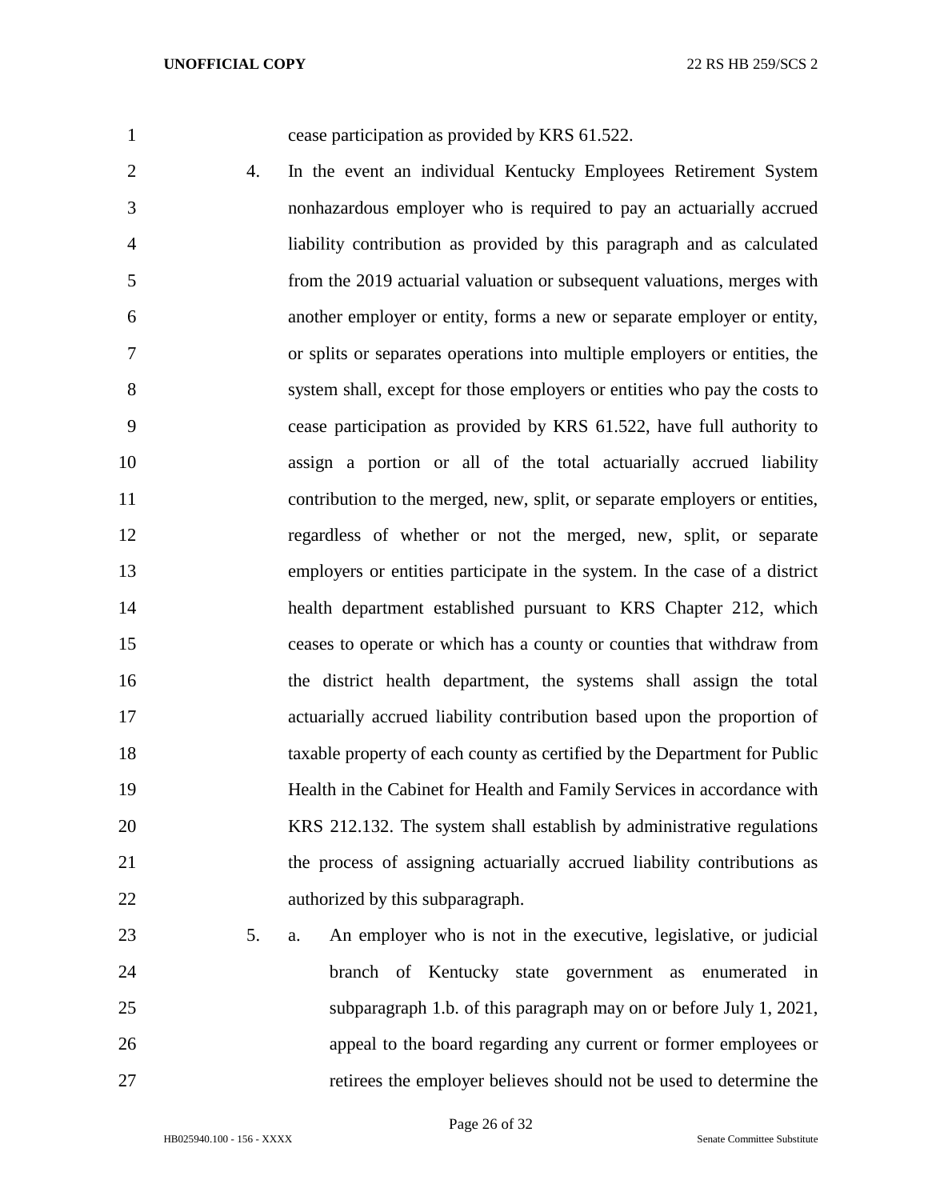cease participation as provided by KRS 61.522.

4. In the event an individual Kentucky Employees Retirement System nonhazardous employer who is required to pay an actuarially accrued liability contribution as provided by this paragraph and as calculated from the 2019 actuarial valuation or subsequent valuations, merges with another employer or entity, forms a new or separate employer or entity, or splits or separates operations into multiple employers or entities, the system shall, except for those employers or entities who pay the costs to cease participation as provided by KRS 61.522, have full authority to assign a portion or all of the total actuarially accrued liability contribution to the merged, new, split, or separate employers or entities, regardless of whether or not the merged, new, split, or separate employers or entities participate in the system. In the case of a district health department established pursuant to KRS Chapter 212, which ceases to operate or which has a county or counties that withdraw from the district health department, the systems shall assign the total actuarially accrued liability contribution based upon the proportion of taxable property of each county as certified by the Department for Public Health in the Cabinet for Health and Family Services in accordance with KRS 212.132. The system shall establish by administrative regulations the process of assigning actuarially accrued liability contributions as authorized by this subparagraph.

5. a. An employer who is not in the executive, legislative, or judicial branch of Kentucky state government as enumerated in subparagraph 1.b. of this paragraph may on or before July 1, 2021, appeal to the board regarding any current or former employees or retirees the employer believes should not be used to determine the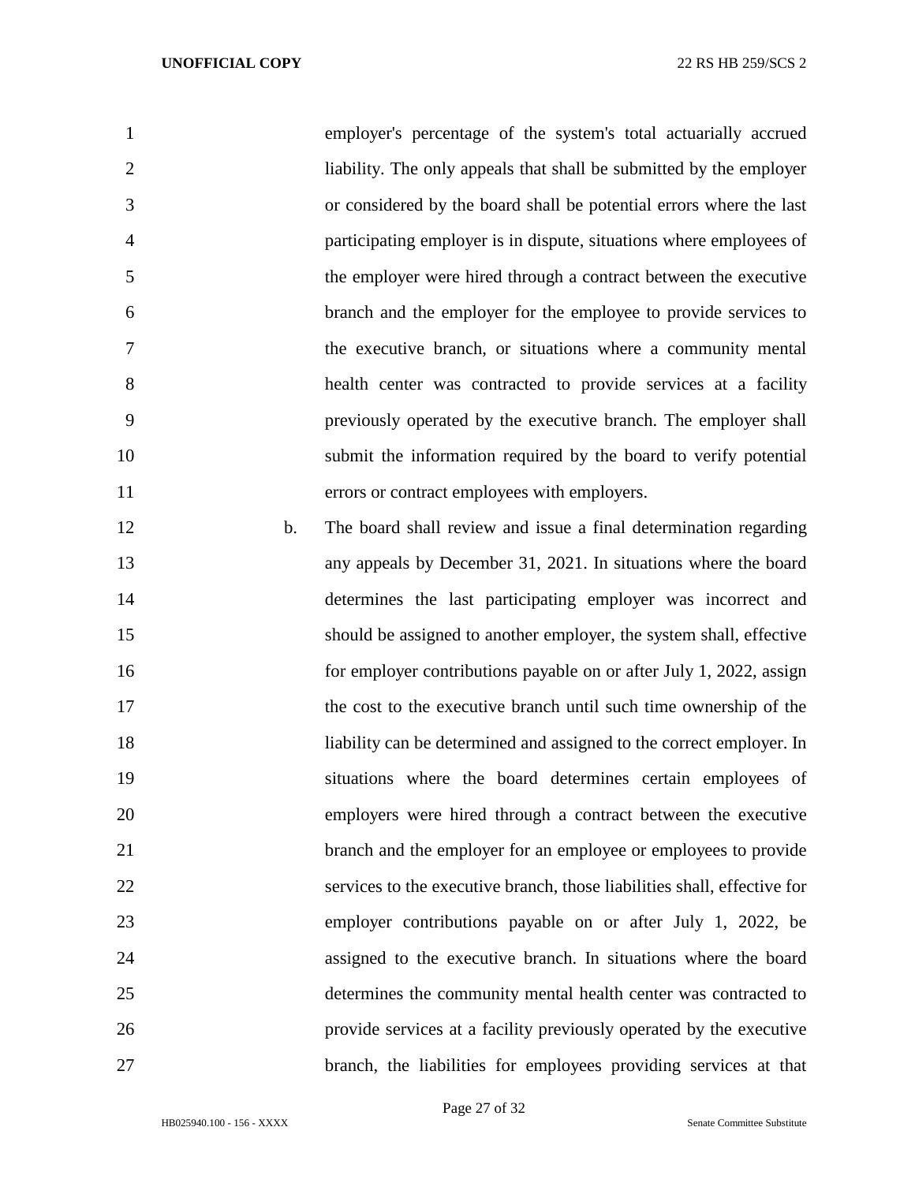employer's percentage of the system's total actuarially accrued liability. The only appeals that shall be submitted by the employer or considered by the board shall be potential errors where the last participating employer is in dispute, situations where employees of the employer were hired through a contract between the executive branch and the employer for the employee to provide services to the executive branch, or situations where a community mental health center was contracted to provide services at a facility previously operated by the executive branch. The employer shall submit the information required by the board to verify potential errors or contract employees with employers.

b. The board shall review and issue a final determination regarding any appeals by December 31, 2021. In situations where the board determines the last participating employer was incorrect and should be assigned to another employer, the system shall, effective for employer contributions payable on or after July 1, 2022, assign the cost to the executive branch until such time ownership of the liability can be determined and assigned to the correct employer. In situations where the board determines certain employees of employers were hired through a contract between the executive branch and the employer for an employee or employees to provide services to the executive branch, those liabilities shall, effective for employer contributions payable on or after July 1, 2022, be assigned to the executive branch. In situations where the board determines the community mental health center was contracted to provide services at a facility previously operated by the executive branch, the liabilities for employees providing services at that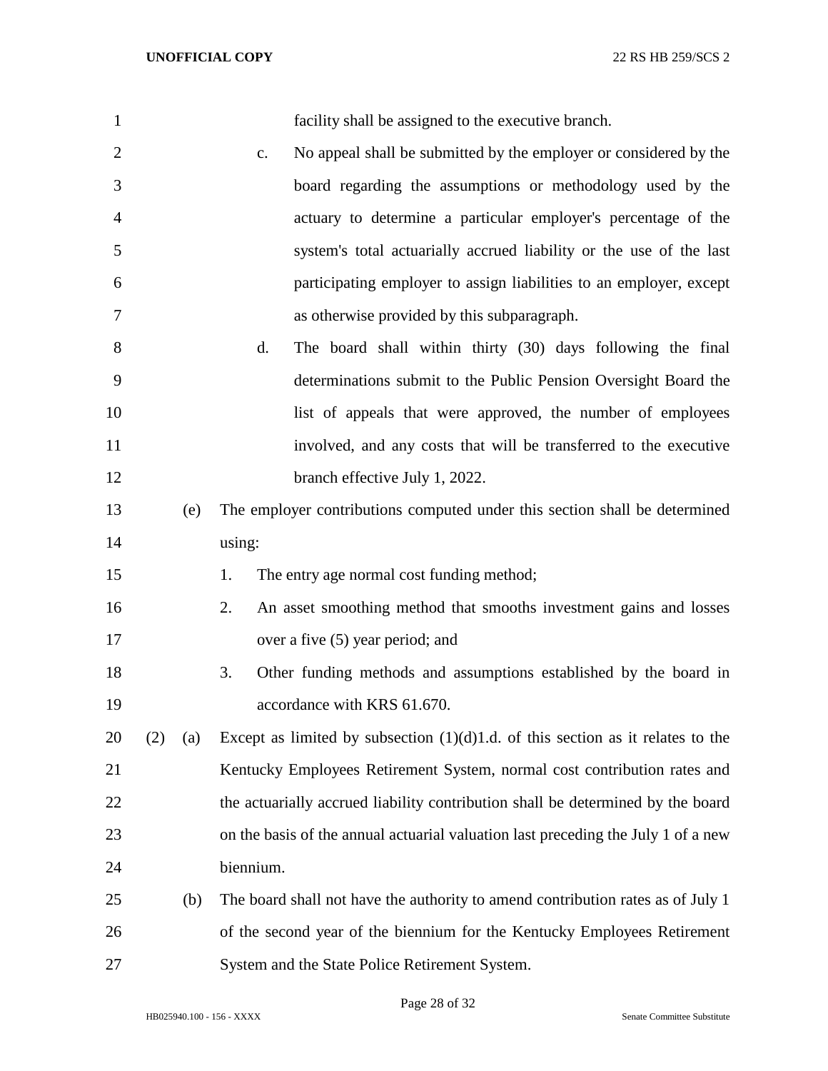facility shall be assigned to the executive branch.

c. No appeal shall be submitted by the employer or considered by the board regarding the assumptions or methodology used by the actuary to determine a particular employer's percentage of the system's total actuarially accrued liability or the use of the last participating employer to assign liabilities to an employer, except as otherwise provided by this subparagraph.

d. The board shall within thirty (30) days following the final determinations submit to the Public Pension Oversight Board the list of appeals that were approved, the number of employees involved, and any costs that will be transferred to the executive branch effective July 1, 2022.

(e) The employer contributions computed under this section shall be determined using:

1. The entry age normal cost funding method;
2. An asset smoothing method that smooths investment gains and losses over a five (5) year period; and
3. Other funding methods and assumptions established by the board in accordance with KRS 61.670.

(2) (a) Except as limited by subsection (1)(d)1.d. of this section as it relates to the Kentucky Employees Retirement System, normal cost contribution rates and the actuarially accrued liability contribution shall be determined by the board on the basis of the annual actuarial valuation last preceding the July 1 of a new biennium.

(b) The board shall not have the authority to amend contribution rates as of July 1 of the second year of the biennium for the Kentucky Employees Retirement System and the State Police Retirement System.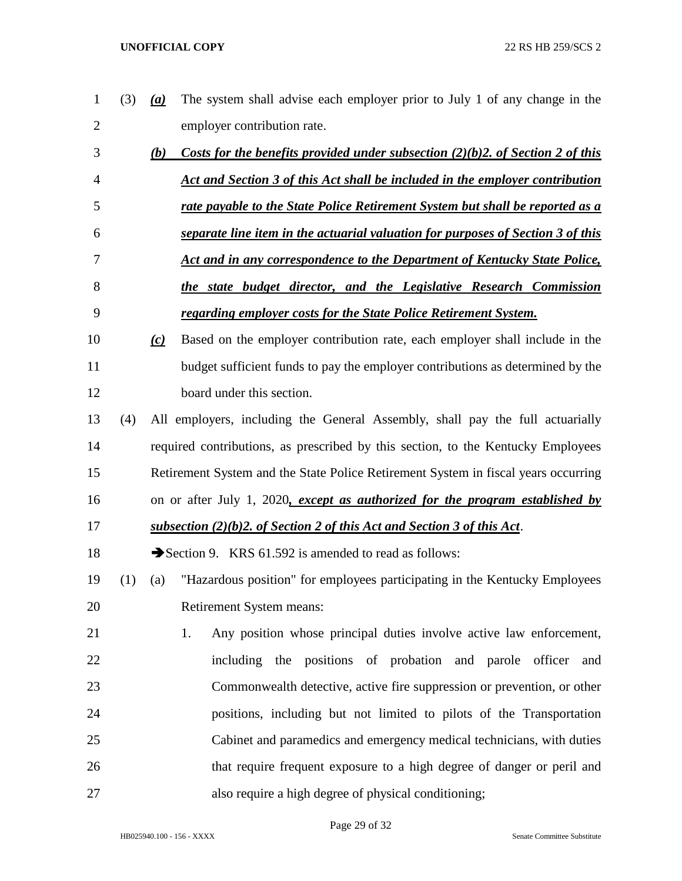(3) ***(a)*** The system shall advise each employer prior to July 1 of any change in the employer contribution rate.

***(b) Costs for the benefits provided under subsection (2)(b)2. of Section 2 of this Act and Section 3 of this Act shall be included in the employer contribution rate payable to the State Police Retirement System but shall be reported as a separate line item in the actuarial valuation for purposes of Section 3 of this Act and in any correspondence to the Department of Kentucky State Police, the state budget director, and the Legislative Research Commission regarding employer costs for the State Police Retirement System.***

***(c)*** Based on the employer contribution rate, each employer shall include in the budget sufficient funds to pay the employer contributions as determined by the board under this section.

(4) All employers, including the General Assembly, shall pay the full actuarially required contributions, as prescribed by this section, to the Kentucky Employees Retirement System and the State Police Retirement System in fiscal years occurring on or after July 1, 2020***, except as authorized for the program established by subsection (2)(b)2. of Section 2 of this Act and Section 3 of this Act***.

➔Section 9. KRS 61.592 is amended to read as follows:

(1) (a) "Hazardous position" for employees participating in the Kentucky Employees Retirement System means:

1. Any position whose principal duties involve active law enforcement, including the positions of probation and parole officer and Commonwealth detective, active fire suppression or prevention, or other positions, including but not limited to pilots of the Transportation Cabinet and paramedics and emergency medical technicians, with duties that require frequent exposure to a high degree of danger or peril and also require a high degree of physical conditioning;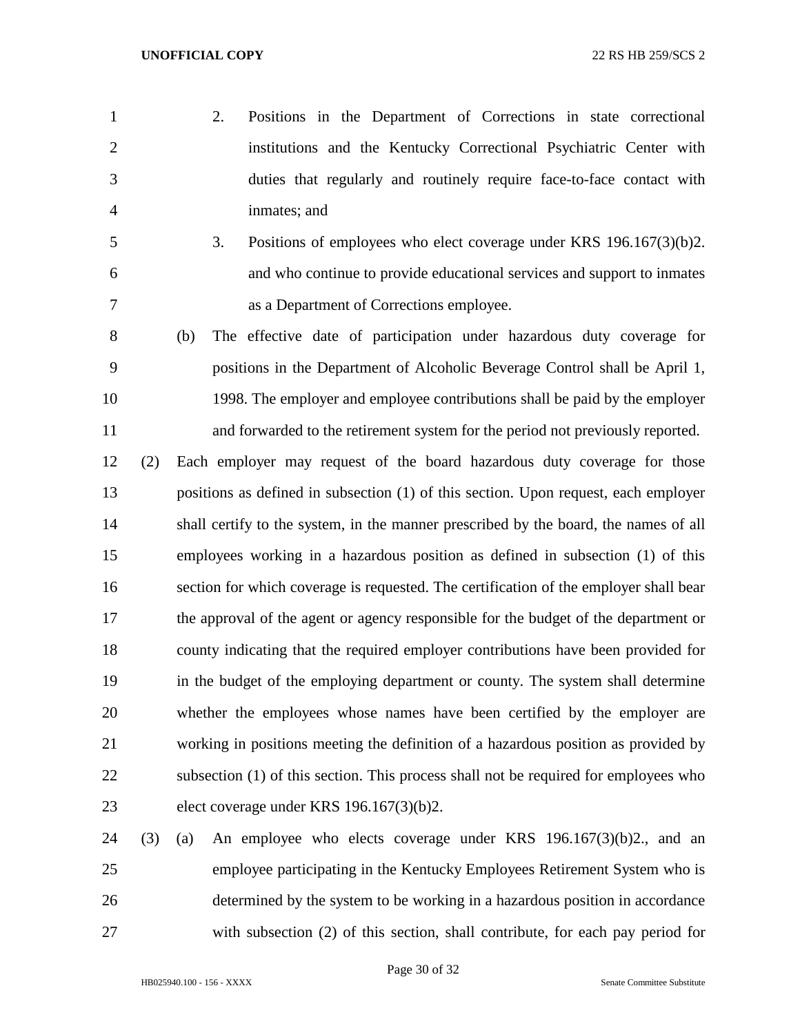2. Positions in the Department of Corrections in state correctional institutions and the Kentucky Correctional Psychiatric Center with duties that regularly and routinely require face-to-face contact with inmates; and

3. Positions of employees who elect coverage under KRS 196.167(3)(b)2. and who continue to provide educational services and support to inmates as a Department of Corrections employee.

(b) The effective date of participation under hazardous duty coverage for positions in the Department of Alcoholic Beverage Control shall be April 1, 1998. The employer and employee contributions shall be paid by the employer and forwarded to the retirement system for the period not previously reported.

(2) Each employer may request of the board hazardous duty coverage for those positions as defined in subsection (1) of this section. Upon request, each employer shall certify to the system, in the manner prescribed by the board, the names of all employees working in a hazardous position as defined in subsection (1) of this section for which coverage is requested. The certification of the employer shall bear the approval of the agent or agency responsible for the budget of the department or county indicating that the required employer contributions have been provided for in the budget of the employing department or county. The system shall determine whether the employees whose names have been certified by the employer are working in positions meeting the definition of a hazardous position as provided by subsection (1) of this section. This process shall not be required for employees who elect coverage under KRS 196.167(3)(b)2.

(3) (a) An employee who elects coverage under KRS 196.167(3)(b)2., and an employee participating in the Kentucky Employees Retirement System who is determined by the system to be working in a hazardous position in accordance with subsection (2) of this section, shall contribute, for each pay period for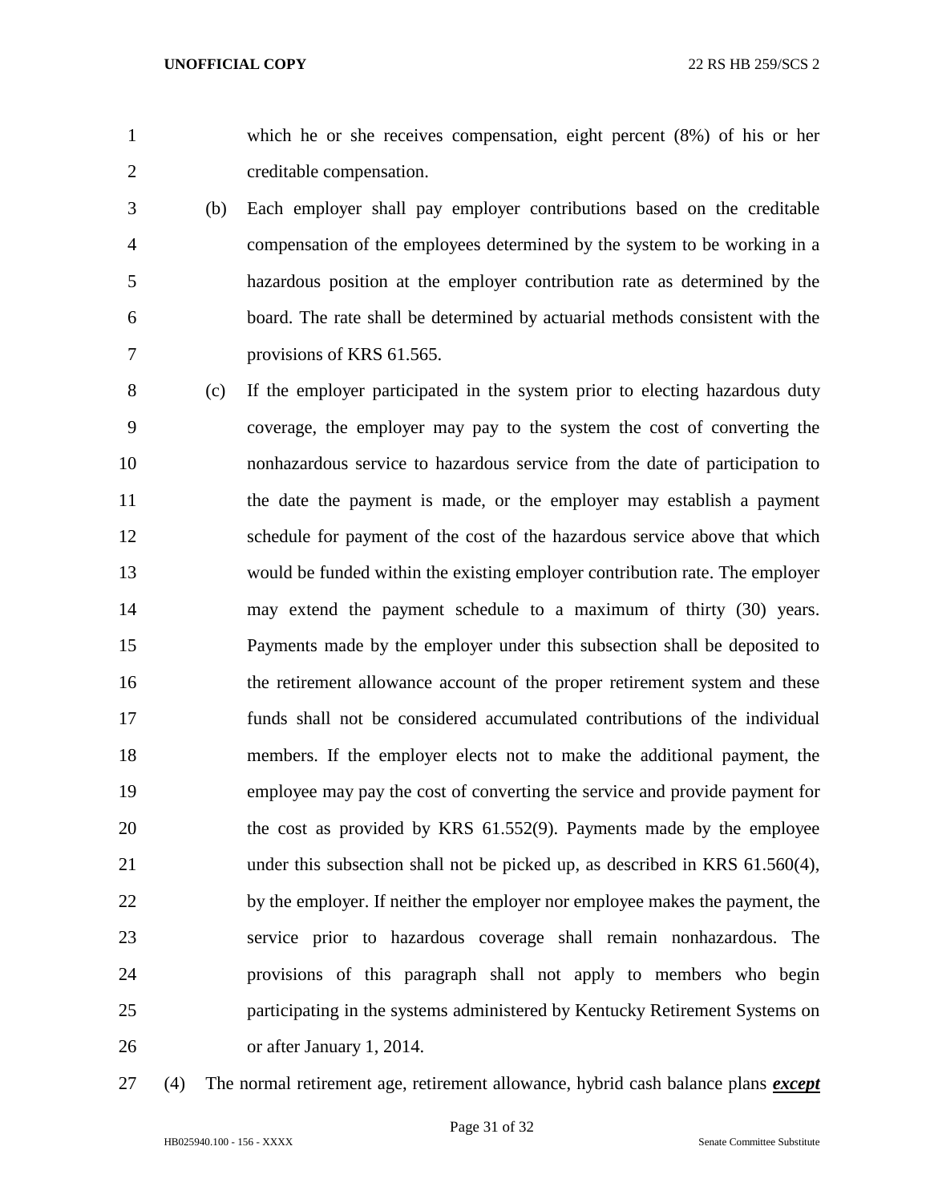which he or she receives compensation, eight percent (8%) of his or her creditable compensation.

(b) Each employer shall pay employer contributions based on the creditable compensation of the employees determined by the system to be working in a hazardous position at the employer contribution rate as determined by the board. The rate shall be determined by actuarial methods consistent with the provisions of KRS 61.565.

(c) If the employer participated in the system prior to electing hazardous duty coverage, the employer may pay to the system the cost of converting the nonhazardous service to hazardous service from the date of participation to the date the payment is made, or the employer may establish a payment schedule for payment of the cost of the hazardous service above that which would be funded within the existing employer contribution rate. The employer may extend the payment schedule to a maximum of thirty (30) years. Payments made by the employer under this subsection shall be deposited to the retirement allowance account of the proper retirement system and these funds shall not be considered accumulated contributions of the individual members. If the employer elects not to make the additional payment, the employee may pay the cost of converting the service and provide payment for the cost as provided by KRS 61.552(9). Payments made by the employee under this subsection shall not be picked up, as described in KRS 61.560(4), by the employer. If neither the employer nor employee makes the payment, the service prior to hazardous coverage shall remain nonhazardous. The provisions of this paragraph shall not apply to members who begin participating in the systems administered by Kentucky Retirement Systems on or after January 1, 2014.

(4) The normal retirement age, retirement allowance, hybrid cash balance plans ***except***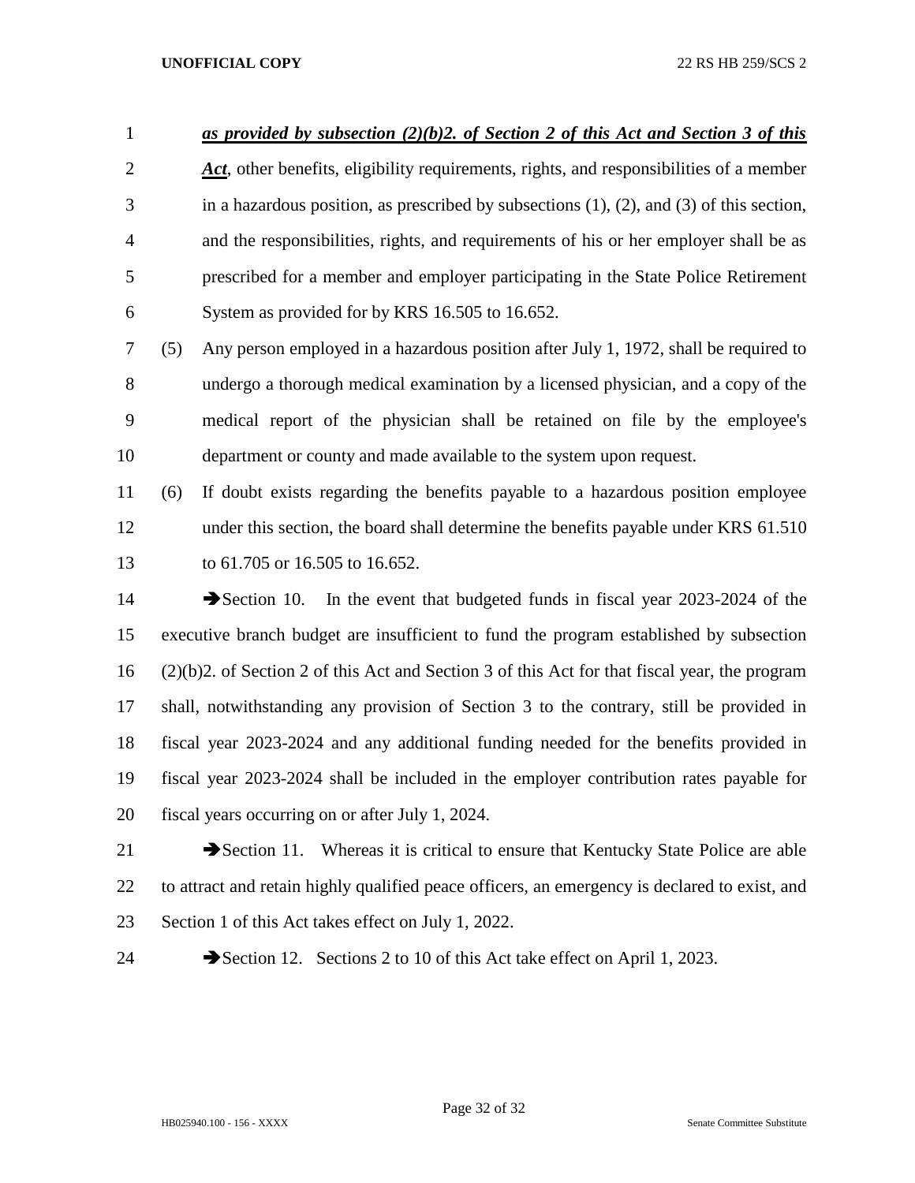***as provided by subsection (2)(b)2. of Section 2 of this Act and Section 3 of this Act***, other benefits, eligibility requirements, rights, and responsibilities of a member in a hazardous position, as prescribed by subsections (1), (2), and (3) of this section, and the responsibilities, rights, and requirements of his or her employer shall be as prescribed for a member and employer participating in the State Police Retirement System as provided for by KRS 16.505 to 16.652.

(5) Any person employed in a hazardous position after July 1, 1972, shall be required to undergo a thorough medical examination by a licensed physician, and a copy of the medical report of the physician shall be retained on file by the employee's department or county and made available to the system upon request.

(6) If doubt exists regarding the benefits payable to a hazardous position employee under this section, the board shall determine the benefits payable under KRS 61.510 to 61.705 or 16.505 to 16.652.

➔Section 10. In the event that budgeted funds in fiscal year 2023-2024 of the executive branch budget are insufficient to fund the program established by subsection (2)(b)2. of Section 2 of this Act and Section 3 of this Act for that fiscal year, the program shall, notwithstanding any provision of Section 3 to the contrary, still be provided in fiscal year 2023-2024 and any additional funding needed for the benefits provided in fiscal year 2023-2024 shall be included in the employer contribution rates payable for fiscal years occurring on or after July 1, 2024.

➔Section 11. Whereas it is critical to ensure that Kentucky State Police are able to attract and retain highly qualified peace officers, an emergency is declared to exist, and Section 1 of this Act takes effect on July 1, 2022.

➔Section 12. Sections 2 to 10 of this Act take effect on April 1, 2023.